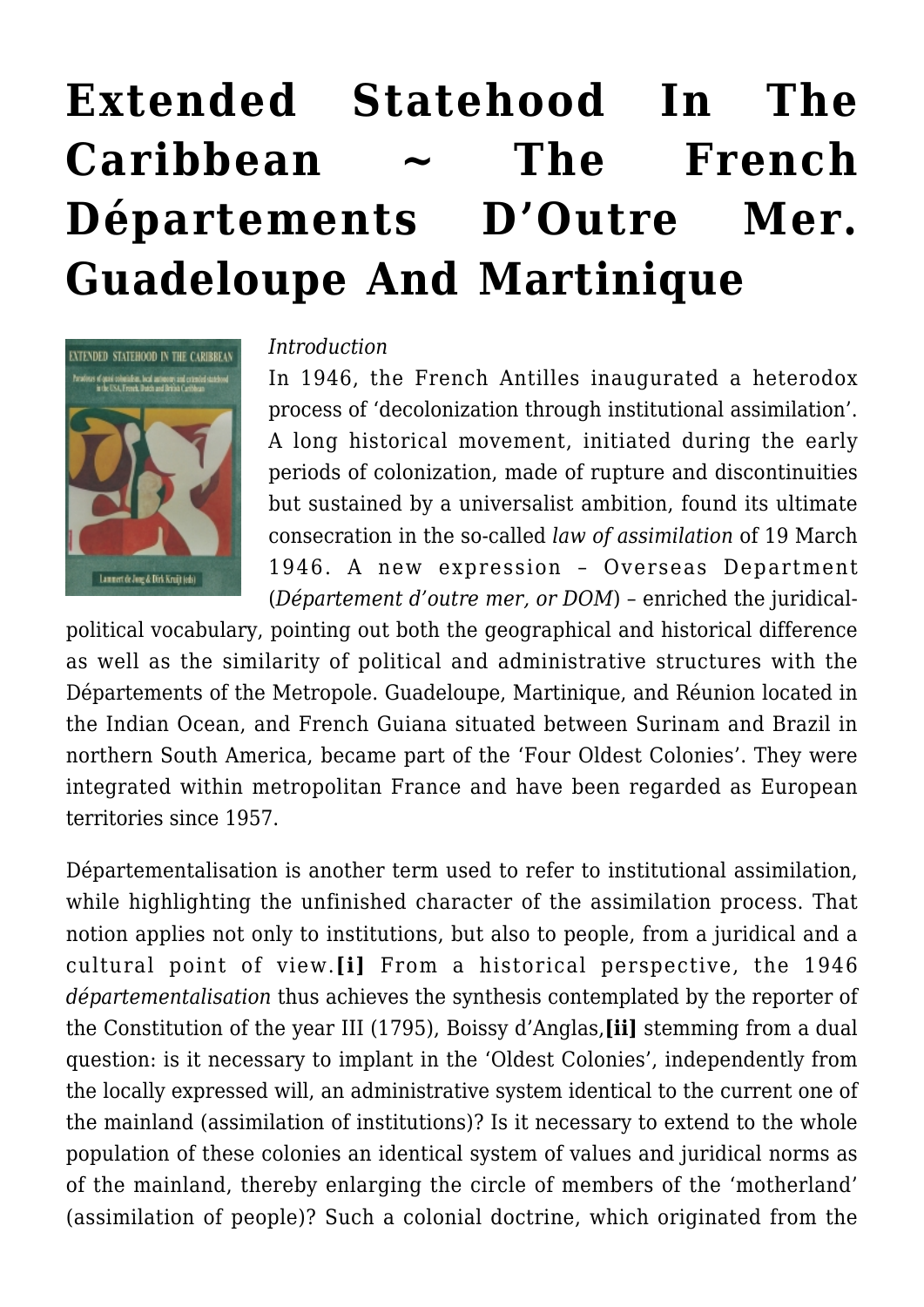# Extended Statehood In The Caribbean ~ The French Départements D'Outre Mer. Guadeloupe And Martinique

*Introduction*

In 1946, the French Antilles inaugurated a heterodox process of 'decolonization through institutional assimilation'. A long historical movement, initiated during the early periods of colonization, made of rupture and discontinuities but sustained by a universalist ambition, found its ultimate consecration in the so-called *law of assimilation* of 19 March 1946. A new expression – Overseas Department (*Département d'outre mer, or DOM*) – enriched the juridical-political vocabulary, pointing out both the geographical and historical difference as well as the similarity of political and administrative structures with the Départements of the Metropole. Guadeloupe, Martinique, and Réunion located in the Indian Ocean, and French Guiana situated between Surinam and Brazil in northern South America, became part of the 'Four Oldest Colonies'. They were integrated within metropolitan France and have been regarded as European territories since 1957.

Départementalisation is another term used to refer to institutional assimilation, while highlighting the unfinished character of the assimilation process. That notion applies not only to institutions, but also to people, from a juridical and a cultural point of view.**[i]** From a historical perspective, the 1946 *départementalisation* thus achieves the synthesis contemplated by the reporter of the Constitution of the year III (1795), Boissy d'Anglas,**[ii]** stemming from a dual question: is it necessary to implant in the 'Oldest Colonies', independently from the locally expressed will, an administrative system identical to the current one of the mainland (assimilation of institutions)? Is it necessary to extend to the whole population of these colonies an identical system of values and juridical norms as of the mainland, thereby enlarging the circle of members of the 'motherland' (assimilation of people)? Such a colonial doctrine, which originated from the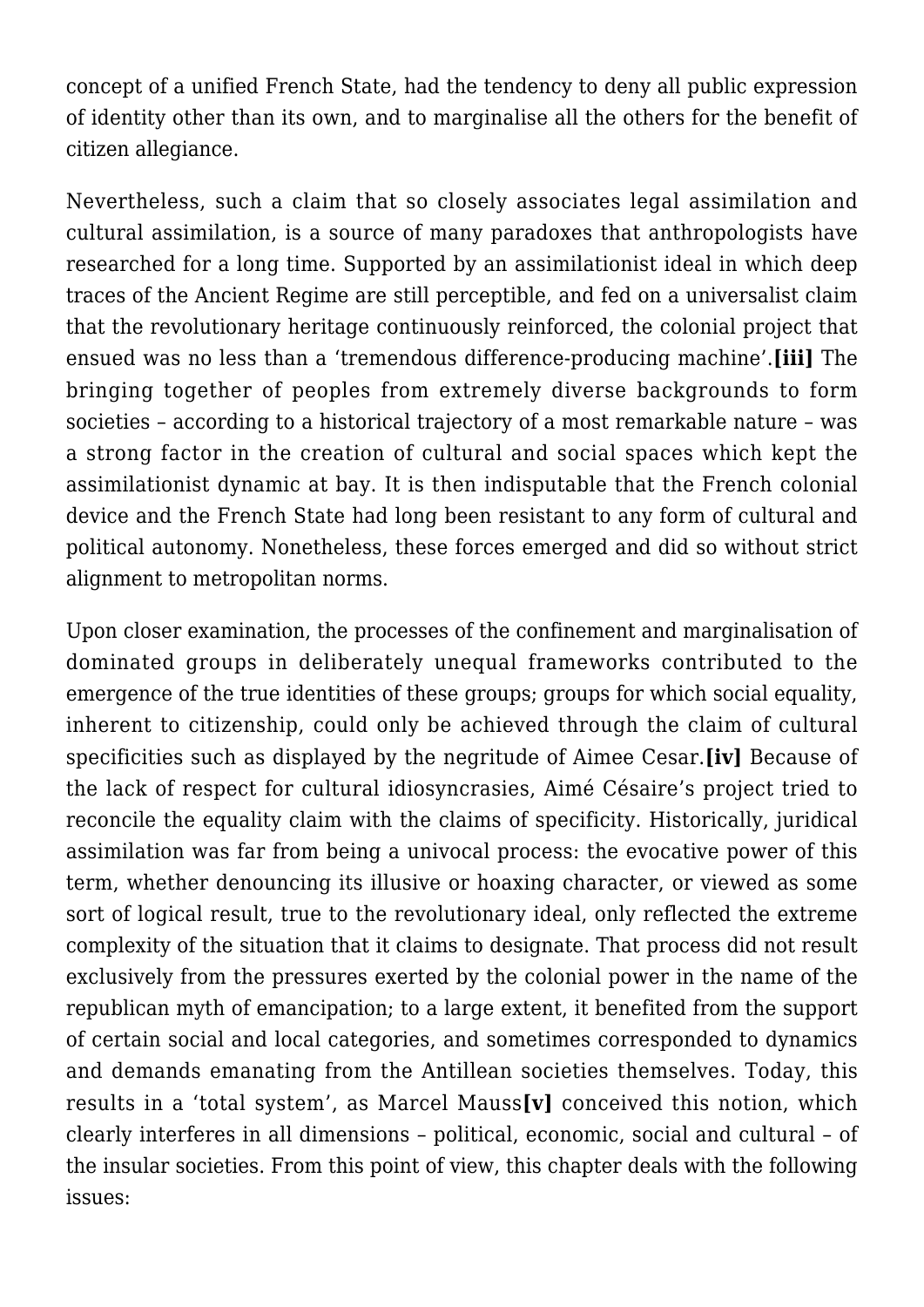concept of a unified French State, had the tendency to deny all public expression of identity other than its own, and to marginalise all the others for the benefit of citizen allegiance.

Nevertheless, such a claim that so closely associates legal assimilation and cultural assimilation, is a source of many paradoxes that anthropologists have researched for a long time. Supported by an assimilationist ideal in which deep traces of the Ancient Regime are still perceptible, and fed on a universalist claim that the revolutionary heritage continuously reinforced, the colonial project that ensued was no less than a 'tremendous difference-producing machine'.**[iii]** The bringing together of peoples from extremely diverse backgrounds to form societies – according to a historical trajectory of a most remarkable nature – was a strong factor in the creation of cultural and social spaces which kept the assimilationist dynamic at bay. It is then indisputable that the French colonial device and the French State had long been resistant to any form of cultural and political autonomy. Nonetheless, these forces emerged and did so without strict alignment to metropolitan norms.

Upon closer examination, the processes of the confinement and marginalisation of dominated groups in deliberately unequal frameworks contributed to the emergence of the true identities of these groups; groups for which social equality, inherent to citizenship, could only be achieved through the claim of cultural specificities such as displayed by the negritude of Aimee Cesar.**[iv]** Because of the lack of respect for cultural idiosyncrasies, Aimé Césaire's project tried to reconcile the equality claim with the claims of specificity. Historically, juridical assimilation was far from being a univocal process: the evocative power of this term, whether denouncing its illusive or hoaxing character, or viewed as some sort of logical result, true to the revolutionary ideal, only reflected the extreme complexity of the situation that it claims to designate. That process did not result exclusively from the pressures exerted by the colonial power in the name of the republican myth of emancipation; to a large extent, it benefited from the support of certain social and local categories, and sometimes corresponded to dynamics and demands emanating from the Antillean societies themselves. Today, this results in a 'total system', as Marcel Mauss**[v]** conceived this notion, which clearly interferes in all dimensions – political, economic, social and cultural – of the insular societies. From this point of view, this chapter deals with the following issues: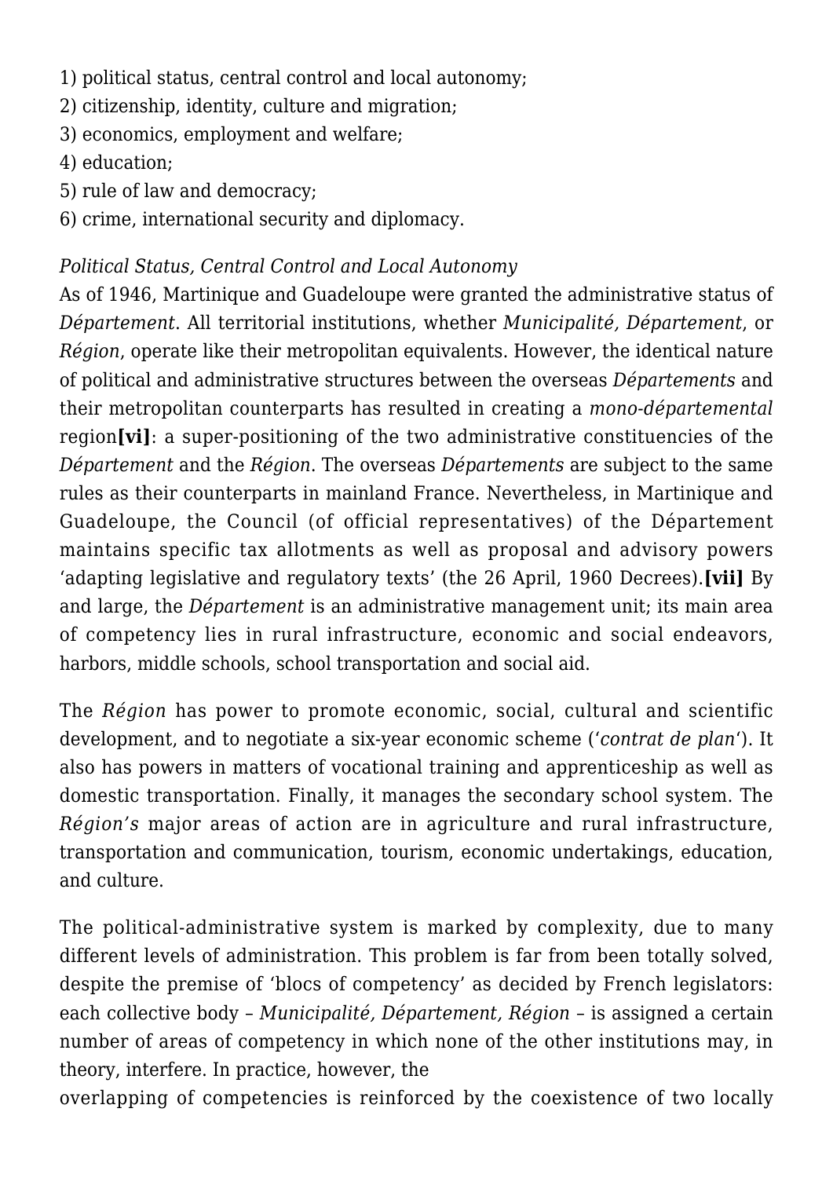1) political status, central control and local autonomy;
2) citizenship, identity, culture and migration;
3) economics, employment and welfare;
4) education;
5) rule of law and democracy;
6) crime, international security and diplomacy.

*Political Status, Central Control and Local Autonomy*

As of 1946, Martinique and Guadeloupe were granted the administrative status of *Département*. All territorial institutions, whether *Municipalité, Département*, or *Région*, operate like their metropolitan equivalents. However, the identical nature of political and administrative structures between the overseas *Départements* and their metropolitan counterparts has resulted in creating a *mono-départemental* region**[vi]**: a super-positioning of the two administrative constituencies of the *Département* and the *Région*. The overseas *Départements* are subject to the same rules as their counterparts in mainland France. Nevertheless, in Martinique and Guadeloupe, the Council (of official representatives) of the Département maintains specific tax allotments as well as proposal and advisory powers 'adapting legislative and regulatory texts' (the 26 April, 1960 Decrees).**[vii]** By and large, the *Département* is an administrative management unit; its main area of competency lies in rural infrastructure, economic and social endeavors, harbors, middle schools, school transportation and social aid.

The *Région* has power to promote economic, social, cultural and scientific development, and to negotiate a six-year economic scheme ('*contrat de plan*'). It also has powers in matters of vocational training and apprenticeship as well as domestic transportation. Finally, it manages the secondary school system. The *Région's* major areas of action are in agriculture and rural infrastructure, transportation and communication, tourism, economic undertakings, education, and culture.

The political-administrative system is marked by complexity, due to many different levels of administration. This problem is far from been totally solved, despite the premise of 'blocs of competency' as decided by French legislators: each collective body – *Municipalité, Département, Région* – is assigned a certain number of areas of competency in which none of the other institutions may, in theory, interfere. In practice, however, the overlapping of competencies is reinforced by the coexistence of two locally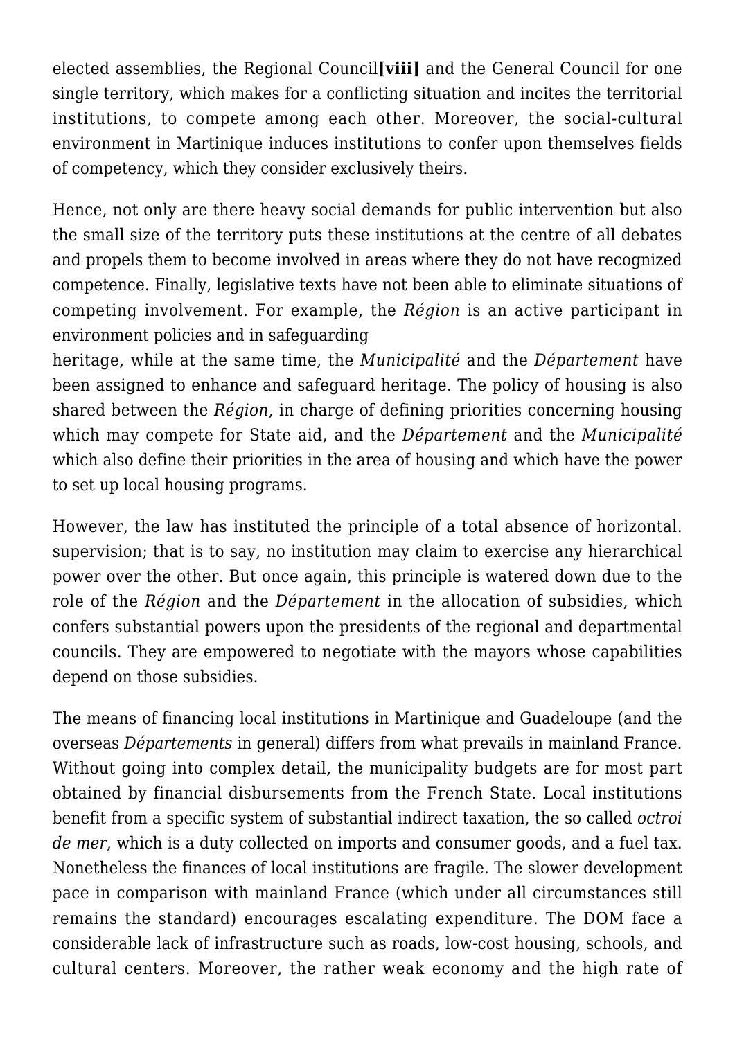elected assemblies, the Regional Council**[viii]** and the General Council for one single territory, which makes for a conflicting situation and incites the territorial institutions, to compete among each other. Moreover, the social-cultural environment in Martinique induces institutions to confer upon themselves fields of competency, which they consider exclusively theirs.

Hence, not only are there heavy social demands for public intervention but also the small size of the territory puts these institutions at the centre of all debates and propels them to become involved in areas where they do not have recognized competence. Finally, legislative texts have not been able to eliminate situations of competing involvement. For example, the *Région* is an active participant in environment policies and in safeguarding heritage, while at the same time, the *Municipalité* and the *Département* have been assigned to enhance and safeguard heritage. The policy of housing is also shared between the *Région*, in charge of defining priorities concerning housing which may compete for State aid, and the *Département* and the *Municipalité* which also define their priorities in the area of housing and which have the power to set up local housing programs.

However, the law has instituted the principle of a total absence of horizontal. supervision; that is to say, no institution may claim to exercise any hierarchical power over the other. But once again, this principle is watered down due to the role of the *Région* and the *Département* in the allocation of subsidies, which confers substantial powers upon the presidents of the regional and departmental councils. They are empowered to negotiate with the mayors whose capabilities depend on those subsidies.

The means of financing local institutions in Martinique and Guadeloupe (and the overseas *Départements* in general) differs from what prevails in mainland France. Without going into complex detail, the municipality budgets are for most part obtained by financial disbursements from the French State. Local institutions benefit from a specific system of substantial indirect taxation, the so called *octroi de mer*, which is a duty collected on imports and consumer goods, and a fuel tax. Nonetheless the finances of local institutions are fragile. The slower development pace in comparison with mainland France (which under all circumstances still remains the standard) encourages escalating expenditure. The DOM face a considerable lack of infrastructure such as roads, low-cost housing, schools, and cultural centers. Moreover, the rather weak economy and the high rate of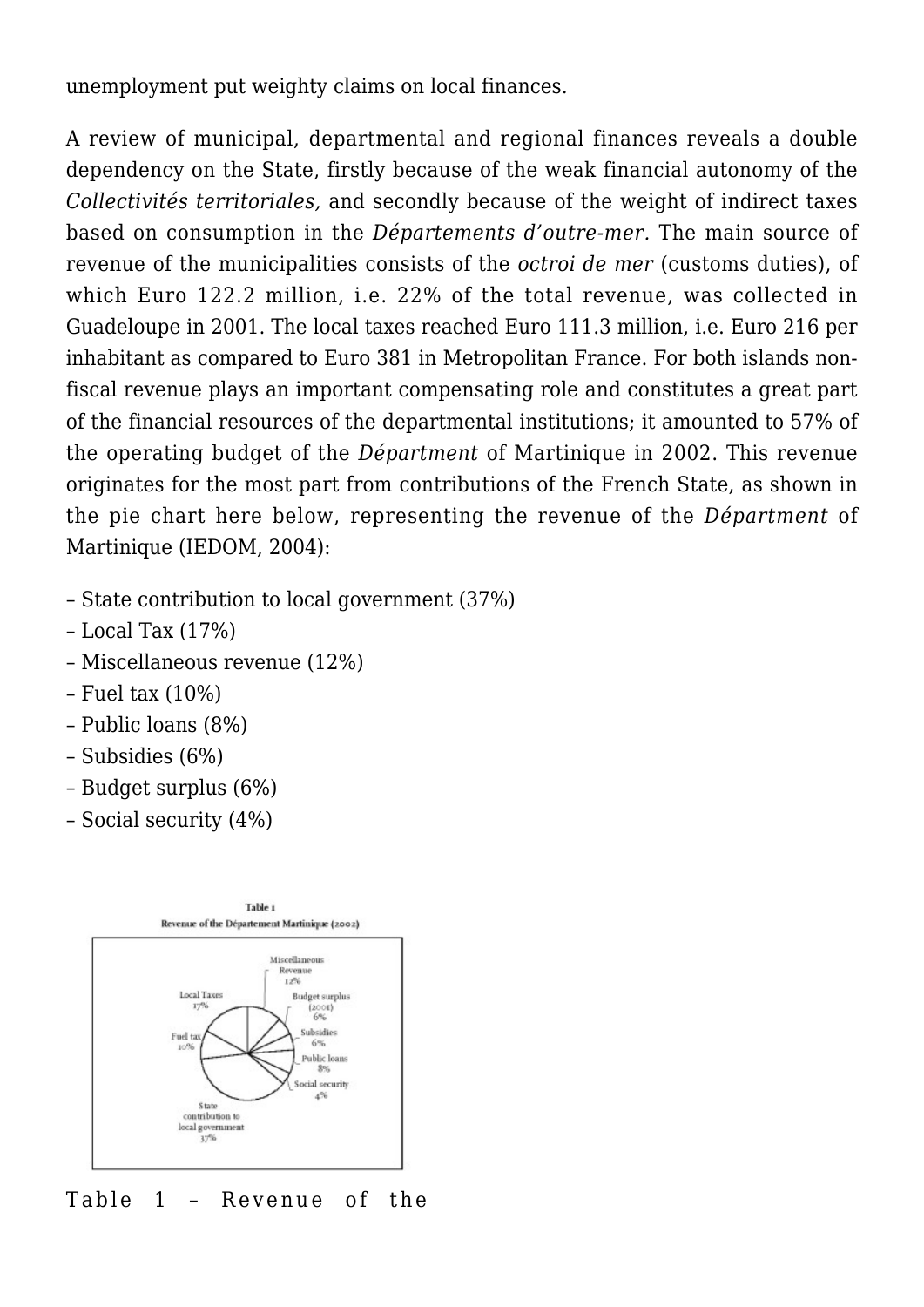unemployment put weighty claims on local finances.

A review of municipal, departmental and regional finances reveals a double dependency on the State, firstly because of the weak financial autonomy of the *Collectivités territoriales,* and secondly because of the weight of indirect taxes based on consumption in the *Départements d'outre-mer.* The main source of revenue of the municipalities consists of the *octroi de mer* (customs duties), of which Euro 122.2 million, i.e. 22% of the total revenue, was collected in Guadeloupe in 2001. The local taxes reached Euro 111.3 million, i.e. Euro 216 per inhabitant as compared to Euro 381 in Metropolitan France. For both islands non-fiscal revenue plays an important compensating role and constitutes a great part of the financial resources of the departmental institutions; it amounted to 57% of the operating budget of the *Départment* of Martinique in 2002. This revenue originates for the most part from contributions of the French State, as shown in the pie chart here below, representing the revenue of the *Départment* of Martinique (IEDOM, 2004):

– State contribution to local government (37%)
– Local Tax (17%)
– Miscellaneous revenue (12%)
– Fuel tax (10%)
– Public loans (8%)
– Subsidies (6%)
– Budget surplus (6%)
– Social security (4%)

Table 1
Revenue of the Département Martinique (2002)

Table 1 – Revenue of the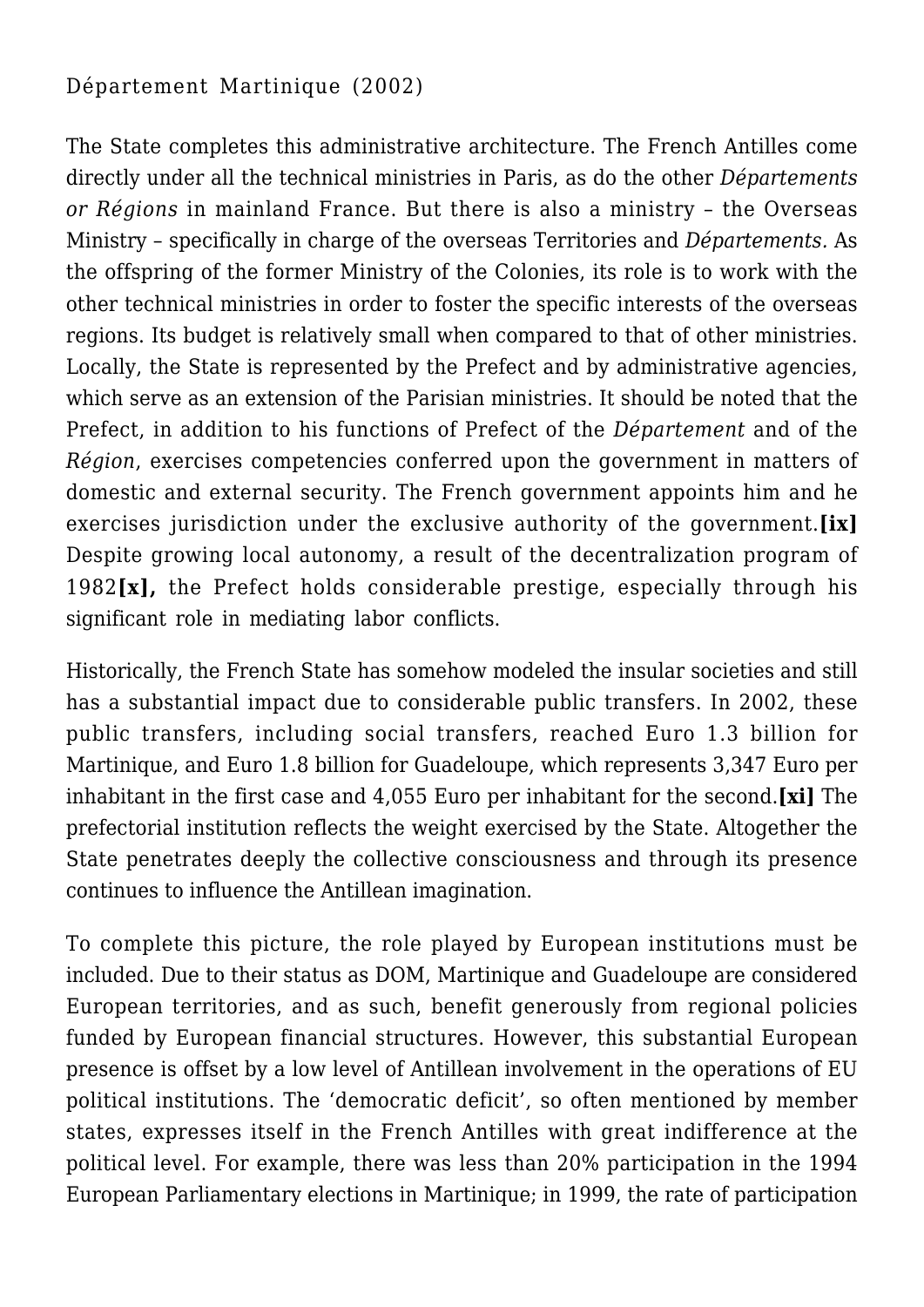Département Martinique (2002)

The State completes this administrative architecture. The French Antilles come directly under all the technical ministries in Paris, as do the other *Départements or Régions* in mainland France. But there is also a ministry – the Overseas Ministry – specifically in charge of the overseas Territories and *Départements.* As the offspring of the former Ministry of the Colonies, its role is to work with the other technical ministries in order to foster the specific interests of the overseas regions. Its budget is relatively small when compared to that of other ministries. Locally, the State is represented by the Prefect and by administrative agencies, which serve as an extension of the Parisian ministries. It should be noted that the Prefect, in addition to his functions of Prefect of the *Département* and of the *Région*, exercises competencies conferred upon the government in matters of domestic and external security. The French government appoints him and he exercises jurisdiction under the exclusive authority of the government.**[ix]** Despite growing local autonomy, a result of the decentralization program of 1982**[x],** the Prefect holds considerable prestige, especially through his significant role in mediating labor conflicts.

Historically, the French State has somehow modeled the insular societies and still has a substantial impact due to considerable public transfers. In 2002, these public transfers, including social transfers, reached Euro 1.3 billion for Martinique, and Euro 1.8 billion for Guadeloupe, which represents 3,347 Euro per inhabitant in the first case and 4,055 Euro per inhabitant for the second.**[xi]** The prefectorial institution reflects the weight exercised by the State. Altogether the State penetrates deeply the collective consciousness and through its presence continues to influence the Antillean imagination.

To complete this picture, the role played by European institutions must be included. Due to their status as DOM, Martinique and Guadeloupe are considered European territories, and as such, benefit generously from regional policies funded by European financial structures. However, this substantial European presence is offset by a low level of Antillean involvement in the operations of EU political institutions. The 'democratic deficit', so often mentioned by member states, expresses itself in the French Antilles with great indifference at the political level. For example, there was less than 20% participation in the 1994 European Parliamentary elections in Martinique; in 1999, the rate of participation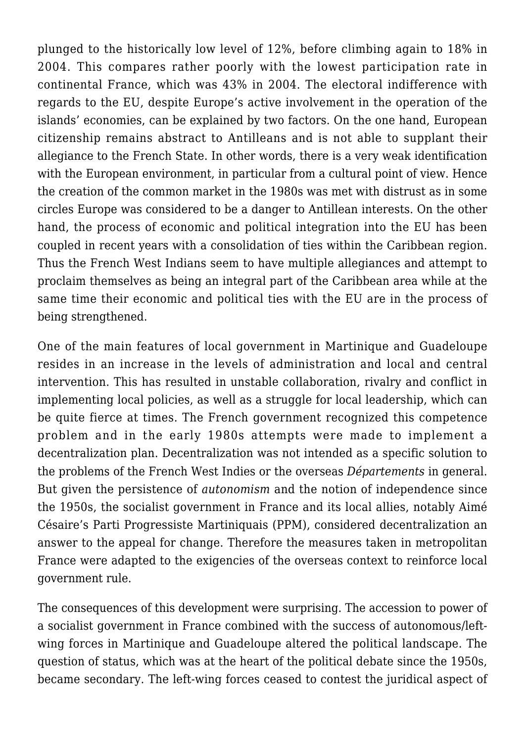plunged to the historically low level of 12%, before climbing again to 18% in 2004. This compares rather poorly with the lowest participation rate in continental France, which was 43% in 2004. The electoral indifference with regards to the EU, despite Europe's active involvement in the operation of the islands' economies, can be explained by two factors. On the one hand, European citizenship remains abstract to Antilleans and is not able to supplant their allegiance to the French State. In other words, there is a very weak identification with the European environment, in particular from a cultural point of view. Hence the creation of the common market in the 1980s was met with distrust as in some circles Europe was considered to be a danger to Antillean interests. On the other hand, the process of economic and political integration into the EU has been coupled in recent years with a consolidation of ties within the Caribbean region. Thus the French West Indians seem to have multiple allegiances and attempt to proclaim themselves as being an integral part of the Caribbean area while at the same time their economic and political ties with the EU are in the process of being strengthened.

One of the main features of local government in Martinique and Guadeloupe resides in an increase in the levels of administration and local and central intervention. This has resulted in unstable collaboration, rivalry and conflict in implementing local policies, as well as a struggle for local leadership, which can be quite fierce at times. The French government recognized this competence problem and in the early 1980s attempts were made to implement a decentralization plan. Decentralization was not intended as a specific solution to the problems of the French West Indies or the overseas *Départements* in general. But given the persistence of *autonomism* and the notion of independence since the 1950s, the socialist government in France and its local allies, notably Aimé Césaire's Parti Progressiste Martiniquais (PPM), considered decentralization an answer to the appeal for change. Therefore the measures taken in metropolitan France were adapted to the exigencies of the overseas context to reinforce local government rule.

The consequences of this development were surprising. The accession to power of a socialist government in France combined with the success of autonomous/left-wing forces in Martinique and Guadeloupe altered the political landscape. The question of status, which was at the heart of the political debate since the 1950s, became secondary. The left-wing forces ceased to contest the juridical aspect of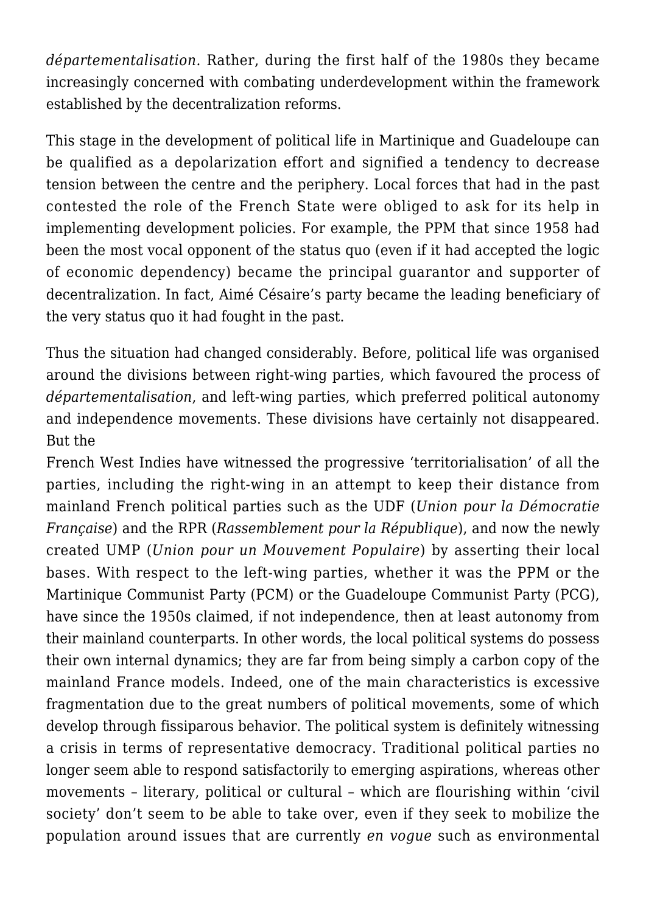*départementalisation.* Rather, during the first half of the 1980s they became increasingly concerned with combating underdevelopment within the framework established by the decentralization reforms.

This stage in the development of political life in Martinique and Guadeloupe can be qualified as a depolarization effort and signified a tendency to decrease tension between the centre and the periphery. Local forces that had in the past contested the role of the French State were obliged to ask for its help in implementing development policies. For example, the PPM that since 1958 had been the most vocal opponent of the status quo (even if it had accepted the logic of economic dependency) became the principal guarantor and supporter of decentralization. In fact, Aimé Césaire's party became the leading beneficiary of the very status quo it had fought in the past.

Thus the situation had changed considerably. Before, political life was organised around the divisions between right-wing parties, which favoured the process of *départementalisation*, and left-wing parties, which preferred political autonomy and independence movements. These divisions have certainly not disappeared. But the French West Indies have witnessed the progressive 'territorialisation' of all the parties, including the right-wing in an attempt to keep their distance from mainland French political parties such as the UDF (*Union pour la Démocratie Française*) and the RPR (*Rassemblement pour la République*), and now the newly created UMP (*Union pour un Mouvement Populaire*) by asserting their local bases. With respect to the left-wing parties, whether it was the PPM or the Martinique Communist Party (PCM) or the Guadeloupe Communist Party (PCG), have since the 1950s claimed, if not independence, then at least autonomy from their mainland counterparts. In other words, the local political systems do possess their own internal dynamics; they are far from being simply a carbon copy of the mainland France models. Indeed, one of the main characteristics is excessive fragmentation due to the great numbers of political movements, some of which develop through fissiparous behavior. The political system is definitely witnessing a crisis in terms of representative democracy. Traditional political parties no longer seem able to respond satisfactorily to emerging aspirations, whereas other movements – literary, political or cultural – which are flourishing within 'civil society' don't seem to be able to take over, even if they seek to mobilize the population around issues that are currently *en vogue* such as environmental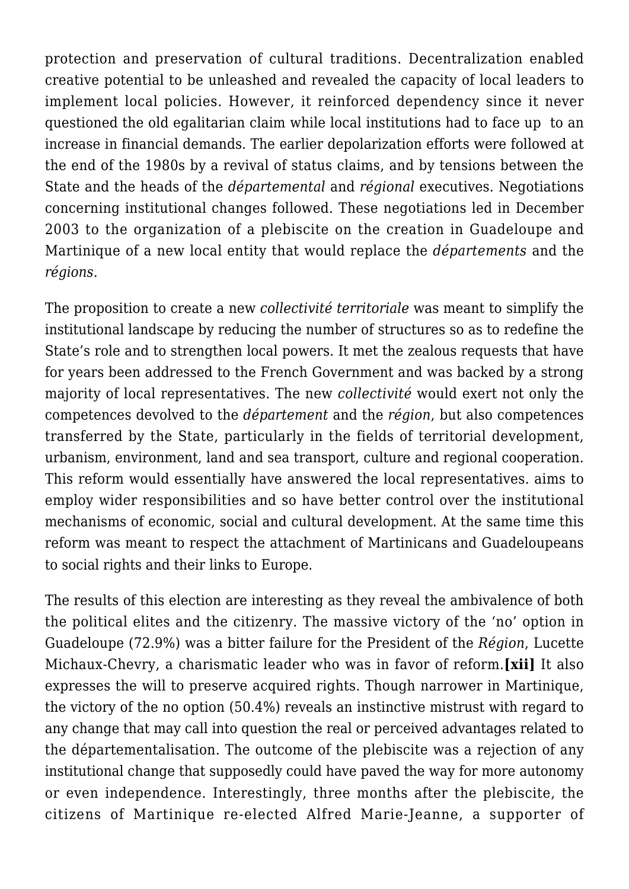protection and preservation of cultural traditions. Decentralization enabled creative potential to be unleashed and revealed the capacity of local leaders to implement local policies. However, it reinforced dependency since it never questioned the old egalitarian claim while local institutions had to face up to an increase in financial demands. The earlier depolarization efforts were followed at the end of the 1980s by a revival of status claims, and by tensions between the State and the heads of the *départemental* and *régional* executives. Negotiations concerning institutional changes followed. These negotiations led in December 2003 to the organization of a plebiscite on the creation in Guadeloupe and Martinique of a new local entity that would replace the *départements* and the *régions*.

The proposition to create a new *collectivité territoriale* was meant to simplify the institutional landscape by reducing the number of structures so as to redefine the State's role and to strengthen local powers. It met the zealous requests that have for years been addressed to the French Government and was backed by a strong majority of local representatives. The new *collectivité* would exert not only the competences devolved to the *département* and the *région*, but also competences transferred by the State, particularly in the fields of territorial development, urbanism, environment, land and sea transport, culture and regional cooperation. This reform would essentially have answered the local representatives. aims to employ wider responsibilities and so have better control over the institutional mechanisms of economic, social and cultural development. At the same time this reform was meant to respect the attachment of Martinicans and Guadeloupeans to social rights and their links to Europe.

The results of this election are interesting as they reveal the ambivalence of both the political elites and the citizenry. The massive victory of the 'no' option in Guadeloupe (72.9%) was a bitter failure for the President of the *Région*, Lucette Michaux-Chevry, a charismatic leader who was in favor of reform.**[xii]** It also expresses the will to preserve acquired rights. Though narrower in Martinique, the victory of the no option (50.4%) reveals an instinctive mistrust with regard to any change that may call into question the real or perceived advantages related to the départementalisation. The outcome of the plebiscite was a rejection of any institutional change that supposedly could have paved the way for more autonomy or even independence. Interestingly, three months after the plebiscite, the citizens of Martinique re-elected Alfred Marie-Jeanne, a supporter of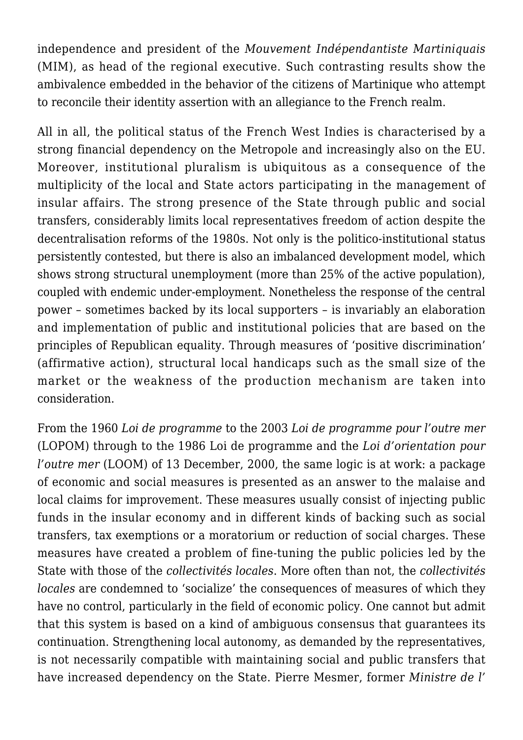independence and president of the *Mouvement Indépendantiste Martiniquais* (MIM), as head of the regional executive. Such contrasting results show the ambivalence embedded in the behavior of the citizens of Martinique who attempt to reconcile their identity assertion with an allegiance to the French realm.

All in all, the political status of the French West Indies is characterised by a strong financial dependency on the Metropole and increasingly also on the EU. Moreover, institutional pluralism is ubiquitous as a consequence of the multiplicity of the local and State actors participating in the management of insular affairs. The strong presence of the State through public and social transfers, considerably limits local representatives freedom of action despite the decentralisation reforms of the 1980s. Not only is the politico-institutional status persistently contested, but there is also an imbalanced development model, which shows strong structural unemployment (more than 25% of the active population), coupled with endemic under-employment. Nonetheless the response of the central power – sometimes backed by its local supporters – is invariably an elaboration and implementation of public and institutional policies that are based on the principles of Republican equality. Through measures of 'positive discrimination' (affirmative action), structural local handicaps such as the small size of the market or the weakness of the production mechanism are taken into consideration.

From the 1960 *Loi de programme* to the 2003 *Loi de programme pour l'outre mer* (LOPOM) through to the 1986 Loi de programme and the *Loi d'orientation pour l'outre mer* (LOOM) of 13 December, 2000, the same logic is at work: a package of economic and social measures is presented as an answer to the malaise and local claims for improvement. These measures usually consist of injecting public funds in the insular economy and in different kinds of backing such as social transfers, tax exemptions or a moratorium or reduction of social charges. These measures have created a problem of fine-tuning the public policies led by the State with those of the *collectivités locales*. More often than not, the *collectivités locales* are condemned to 'socialize' the consequences of measures of which they have no control, particularly in the field of economic policy. One cannot but admit that this system is based on a kind of ambiguous consensus that guarantees its continuation. Strengthening local autonomy, as demanded by the representatives, is not necessarily compatible with maintaining social and public transfers that have increased dependency on the State. Pierre Mesmer, former *Ministre de l'*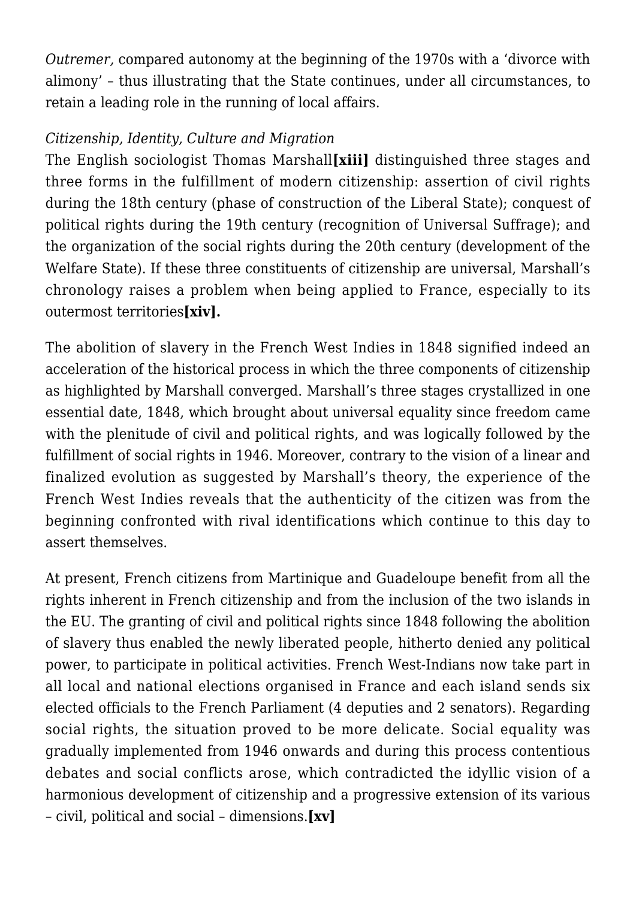*Outremer,* compared autonomy at the beginning of the 1970s with a 'divorce with alimony' – thus illustrating that the State continues, under all circumstances, to retain a leading role in the running of local affairs.

*Citizenship, Identity, Culture and Migration*

The English sociologist Thomas Marshall**[xiii]** distinguished three stages and three forms in the fulfillment of modern citizenship: assertion of civil rights during the 18th century (phase of construction of the Liberal State); conquest of political rights during the 19th century (recognition of Universal Suffrage); and the organization of the social rights during the 20th century (development of the Welfare State). If these three constituents of citizenship are universal, Marshall's chronology raises a problem when being applied to France, especially to its outermost territories**[xiv].**

The abolition of slavery in the French West Indies in 1848 signified indeed an acceleration of the historical process in which the three components of citizenship as highlighted by Marshall converged. Marshall's three stages crystallized in one essential date, 1848, which brought about universal equality since freedom came with the plenitude of civil and political rights, and was logically followed by the fulfillment of social rights in 1946. Moreover, contrary to the vision of a linear and finalized evolution as suggested by Marshall's theory, the experience of the French West Indies reveals that the authenticity of the citizen was from the beginning confronted with rival identifications which continue to this day to assert themselves.

At present, French citizens from Martinique and Guadeloupe benefit from all the rights inherent in French citizenship and from the inclusion of the two islands in the EU. The granting of civil and political rights since 1848 following the abolition of slavery thus enabled the newly liberated people, hitherto denied any political power, to participate in political activities. French West-Indians now take part in all local and national elections organised in France and each island sends six elected officials to the French Parliament (4 deputies and 2 senators). Regarding social rights, the situation proved to be more delicate. Social equality was gradually implemented from 1946 onwards and during this process contentious debates and social conflicts arose, which contradicted the idyllic vision of a harmonious development of citizenship and a progressive extension of its various – civil, political and social – dimensions.**[xv]**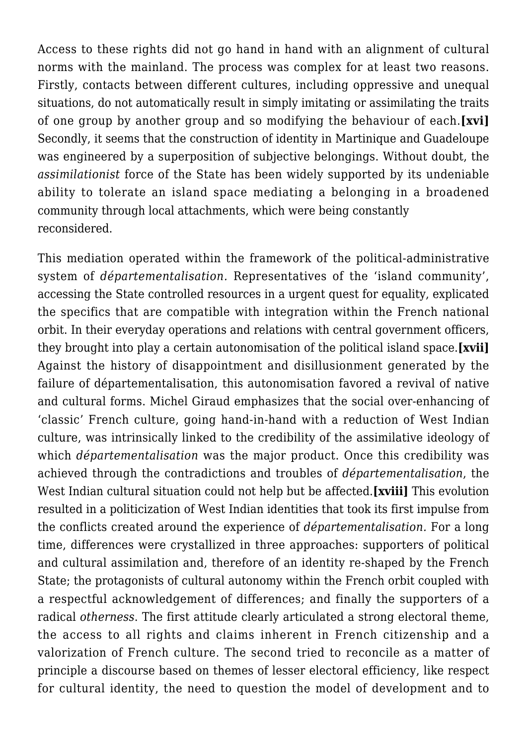Access to these rights did not go hand in hand with an alignment of cultural norms with the mainland. The process was complex for at least two reasons. Firstly, contacts between different cultures, including oppressive and unequal situations, do not automatically result in simply imitating or assimilating the traits of one group by another group and so modifying the behaviour of each.**[xvi]** Secondly, it seems that the construction of identity in Martinique and Guadeloupe was engineered by a superposition of subjective belongings. Without doubt, the *assimilationist* force of the State has been widely supported by its undeniable ability to tolerate an island space mediating a belonging in a broadened community through local attachments, which were being constantly reconsidered.

This mediation operated within the framework of the political-administrative system of *départementalisation.* Representatives of the 'island community', accessing the State controlled resources in a urgent quest for equality, explicated the specifics that are compatible with integration within the French national orbit. In their everyday operations and relations with central government officers, they brought into play a certain autonomisation of the political island space.**[xvii]** Against the history of disappointment and disillusionment generated by the failure of départementalisation, this autonomisation favored a revival of native and cultural forms. Michel Giraud emphasizes that the social over-enhancing of 'classic' French culture, going hand-in-hand with a reduction of West Indian culture, was intrinsically linked to the credibility of the assimilative ideology of which *départementalisation* was the major product. Once this credibility was achieved through the contradictions and troubles of *départementalisation*, the West Indian cultural situation could not help but be affected.**[xviii]** This evolution resulted in a politicization of West Indian identities that took its first impulse from the conflicts created around the experience of *départementalisation.* For a long time, differences were crystallized in three approaches: supporters of political and cultural assimilation and, therefore of an identity re-shaped by the French State; the protagonists of cultural autonomy within the French orbit coupled with a respectful acknowledgement of differences; and finally the supporters of a radical *otherness*. The first attitude clearly articulated a strong electoral theme, the access to all rights and claims inherent in French citizenship and a valorization of French culture. The second tried to reconcile as a matter of principle a discourse based on themes of lesser electoral efficiency, like respect for cultural identity, the need to question the model of development and to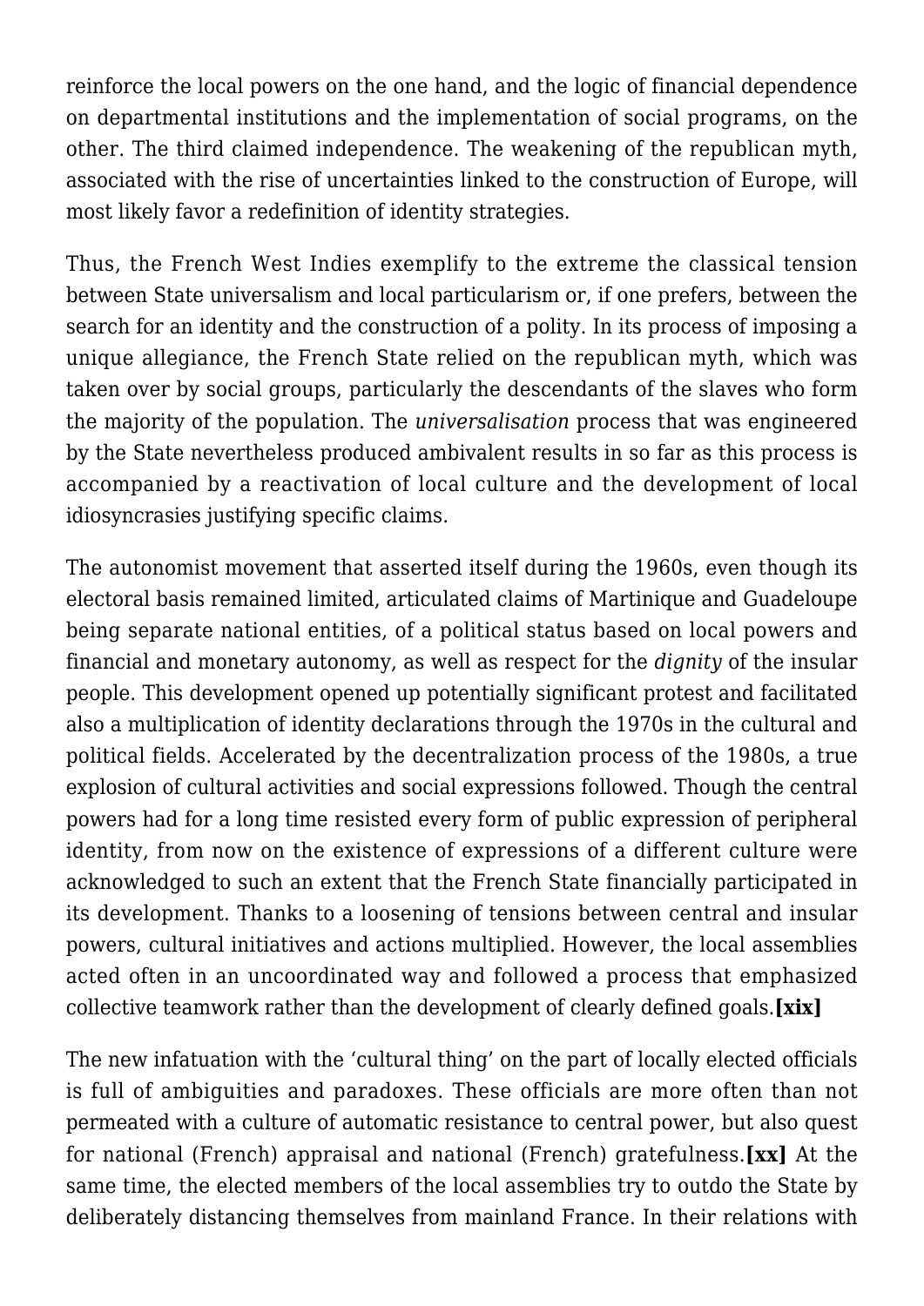reinforce the local powers on the one hand, and the logic of financial dependence on departmental institutions and the implementation of social programs, on the other. The third claimed independence. The weakening of the republican myth, associated with the rise of uncertainties linked to the construction of Europe, will most likely favor a redefinition of identity strategies.

Thus, the French West Indies exemplify to the extreme the classical tension between State universalism and local particularism or, if one prefers, between the search for an identity and the construction of a polity. In its process of imposing a unique allegiance, the French State relied on the republican myth, which was taken over by social groups, particularly the descendants of the slaves who form the majority of the population. The *universalisation* process that was engineered by the State nevertheless produced ambivalent results in so far as this process is accompanied by a reactivation of local culture and the development of local idiosyncrasies justifying specific claims.

The autonomist movement that asserted itself during the 1960s, even though its electoral basis remained limited, articulated claims of Martinique and Guadeloupe being separate national entities, of a political status based on local powers and financial and monetary autonomy, as well as respect for the *dignity* of the insular people. This development opened up potentially significant protest and facilitated also a multiplication of identity declarations through the 1970s in the cultural and political fields. Accelerated by the decentralization process of the 1980s, a true explosion of cultural activities and social expressions followed. Though the central powers had for a long time resisted every form of public expression of peripheral identity, from now on the existence of expressions of a different culture were acknowledged to such an extent that the French State financially participated in its development. Thanks to a loosening of tensions between central and insular powers, cultural initiatives and actions multiplied. However, the local assemblies acted often in an uncoordinated way and followed a process that emphasized collective teamwork rather than the development of clearly defined goals.**[xix]**

The new infatuation with the 'cultural thing' on the part of locally elected officials is full of ambiguities and paradoxes. These officials are more often than not permeated with a culture of automatic resistance to central power, but also quest for national (French) appraisal and national (French) gratefulness.**[xx]** At the same time, the elected members of the local assemblies try to outdo the State by deliberately distancing themselves from mainland France. In their relations with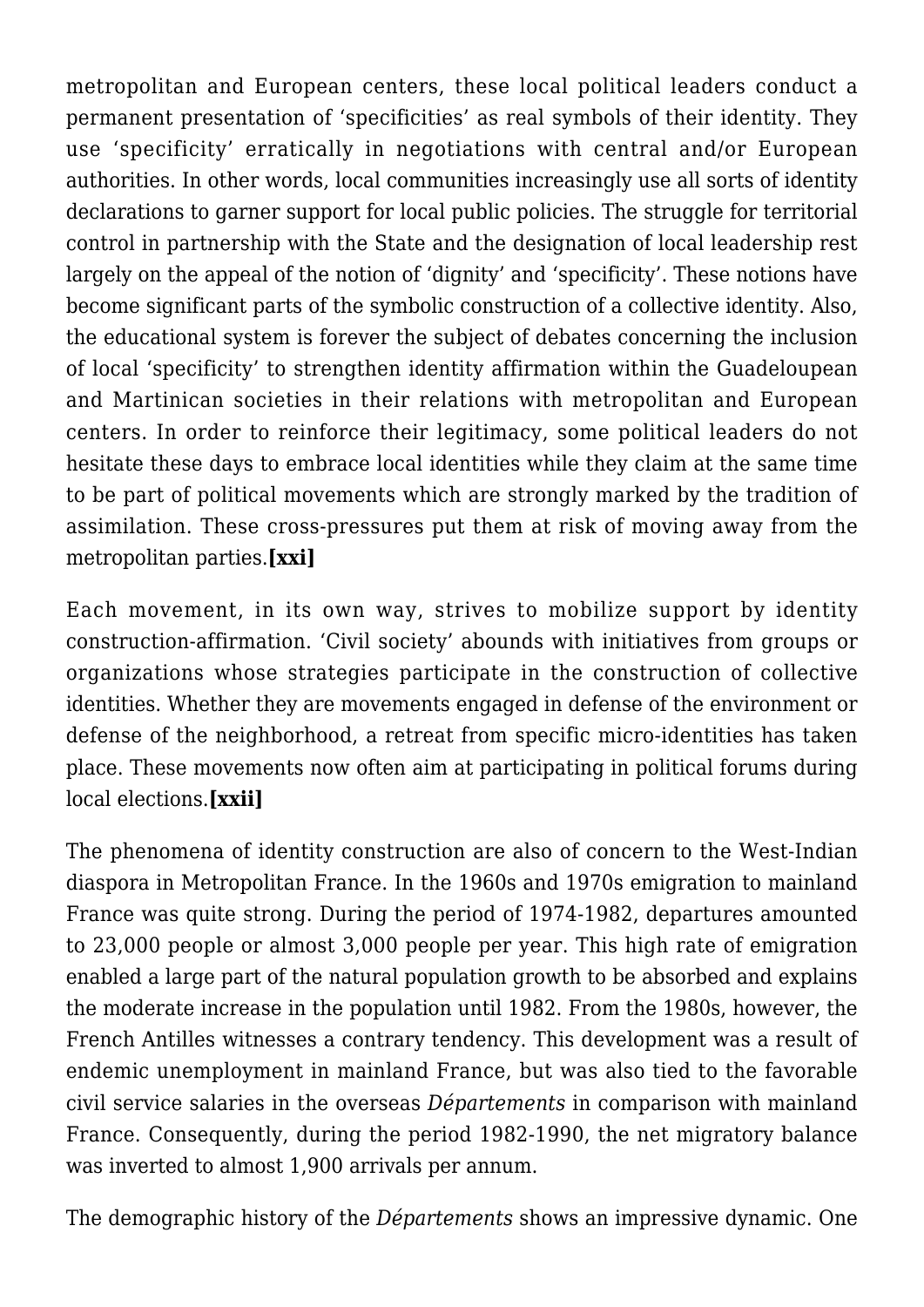metropolitan and European centers, these local political leaders conduct a permanent presentation of ‘specificities’ as real symbols of their identity. They use ‘specificity’ erratically in negotiations with central and/or European authorities. In other words, local communities increasingly use all sorts of identity declarations to garner support for local public policies. The struggle for territorial control in partnership with the State and the designation of local leadership rest largely on the appeal of the notion of ‘dignity’ and ‘specificity’. These notions have become significant parts of the symbolic construction of a collective identity. Also, the educational system is forever the subject of debates concerning the inclusion of local ‘specificity’ to strengthen identity affirmation within the Guadeloupean and Martinican societies in their relations with metropolitan and European centers. In order to reinforce their legitimacy, some political leaders do not hesitate these days to embrace local identities while they claim at the same time to be part of political movements which are strongly marked by the tradition of assimilation. These cross-pressures put them at risk of moving away from the metropolitan parties.**[xxi]**

Each movement, in its own way, strives to mobilize support by identity construction-affirmation. ‘Civil society’ abounds with initiatives from groups or organizations whose strategies participate in the construction of collective identities. Whether they are movements engaged in defense of the environment or defense of the neighborhood, a retreat from specific micro-identities has taken place. These movements now often aim at participating in political forums during local elections.**[xxii]**

The phenomena of identity construction are also of concern to the West-Indian diaspora in Metropolitan France. In the 1960s and 1970s emigration to mainland France was quite strong. During the period of 1974-1982, departures amounted to 23,000 people or almost 3,000 people per year. This high rate of emigration enabled a large part of the natural population growth to be absorbed and explains the moderate increase in the population until 1982. From the 1980s, however, the French Antilles witnesses a contrary tendency. This development was a result of endemic unemployment in mainland France, but was also tied to the favorable civil service salaries in the overseas *Départements* in comparison with mainland France. Consequently, during the period 1982-1990, the net migratory balance was inverted to almost 1,900 arrivals per annum.

The demographic history of the *Départements* shows an impressive dynamic. One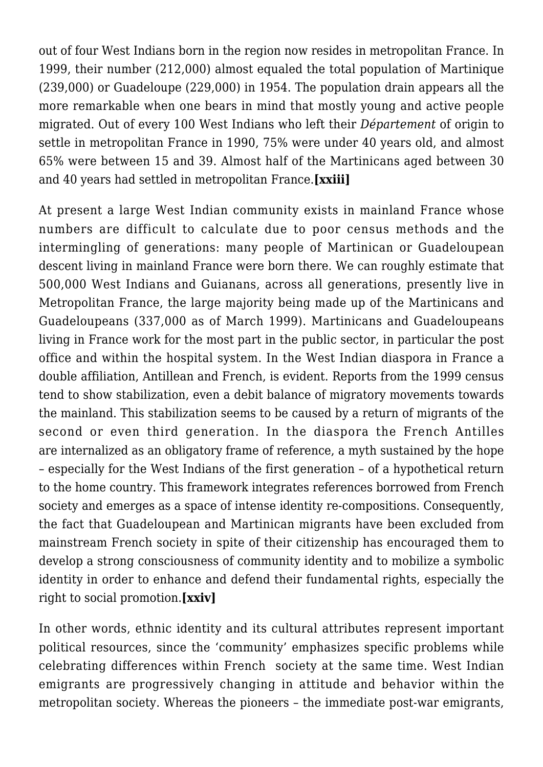out of four West Indians born in the region now resides in metropolitan France. In 1999, their number (212,000) almost equaled the total population of Martinique (239,000) or Guadeloupe (229,000) in 1954. The population drain appears all the more remarkable when one bears in mind that mostly young and active people migrated. Out of every 100 West Indians who left their *Département* of origin to settle in metropolitan France in 1990, 75% were under 40 years old, and almost 65% were between 15 and 39. Almost half of the Martinicans aged between 30 and 40 years had settled in metropolitan France.**[xxiii]**

At present a large West Indian community exists in mainland France whose numbers are difficult to calculate due to poor census methods and the intermingling of generations: many people of Martinican or Guadeloupean descent living in mainland France were born there. We can roughly estimate that 500,000 West Indians and Guianans, across all generations, presently live in Metropolitan France, the large majority being made up of the Martinicans and Guadeloupeans (337,000 as of March 1999). Martinicans and Guadeloupeans living in France work for the most part in the public sector, in particular the post office and within the hospital system. In the West Indian diaspora in France a double affiliation, Antillean and French, is evident. Reports from the 1999 census tend to show stabilization, even a debit balance of migratory movements towards the mainland. This stabilization seems to be caused by a return of migrants of the second or even third generation. In the diaspora the French Antilles are internalized as an obligatory frame of reference, a myth sustained by the hope – especially for the West Indians of the first generation – of a hypothetical return to the home country. This framework integrates references borrowed from French society and emerges as a space of intense identity re-compositions. Consequently, the fact that Guadeloupean and Martinican migrants have been excluded from mainstream French society in spite of their citizenship has encouraged them to develop a strong consciousness of community identity and to mobilize a symbolic identity in order to enhance and defend their fundamental rights, especially the right to social promotion.**[xxiv]**

In other words, ethnic identity and its cultural attributes represent important political resources, since the 'community' emphasizes specific problems while celebrating differences within French society at the same time. West Indian emigrants are progressively changing in attitude and behavior within the metropolitan society. Whereas the pioneers – the immediate post-war emigrants,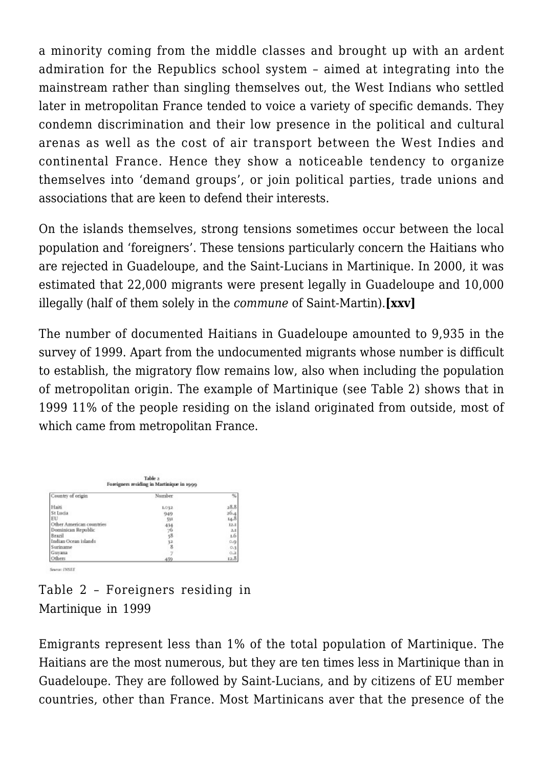a minority coming from the middle classes and brought up with an ardent admiration for the Republics school system – aimed at integrating into the mainstream rather than singling themselves out, the West Indians who settled later in metropolitan France tended to voice a variety of specific demands. They condemn discrimination and their low presence in the political and cultural arenas as well as the cost of air transport between the West Indies and continental France. Hence they show a noticeable tendency to organize themselves into 'demand groups', or join political parties, trade unions and associations that are keen to defend their interests.

On the islands themselves, strong tensions sometimes occur between the local population and 'foreigners'. These tensions particularly concern the Haitians who are rejected in Guadeloupe, and the Saint-Lucians in Martinique. In 2000, it was estimated that 22,000 migrants were present legally in Guadeloupe and 10,000 illegally (half of them solely in the *commune* of Saint-Martin).**[xxv]**

The number of documented Haitians in Guadeloupe amounted to 9,935 in the survey of 1999. Apart from the undocumented migrants whose number is difficult to establish, the migratory flow remains low, also when including the population of metropolitan origin. The example of Martinique (see Table 2) shows that in 1999 11% of the people residing on the island originated from outside, most of which came from metropolitan France.

Table 2
Foreigners residing in Martinique in 1999

| Country of origin | Number | % |
|---|---|---|
| Haiti | 1,032 | 28.8 |
| St Lucia | 949 | 26.4 |
| EU | 531 | 14.8 |
| Other American countries | 434 | 12.1 |
| Dominican Republic | 76 | 2.1 |
| Brazil | 58 | 1.6 |
| Indian Ocean islands | 32 | 0.9 |
| Suriname | 8 | 0.3 |
| Guyana | 7 | 0.2 |
| Others | 459 | 12.8 |

Source: INSEE

Table 2 – Foreigners residing in Martinique in 1999

Emigrants represent less than 1% of the total population of Martinique. The Haitians are the most numerous, but they are ten times less in Martinique than in Guadeloupe. They are followed by Saint-Lucians, and by citizens of EU member countries, other than France. Most Martinicans aver that the presence of the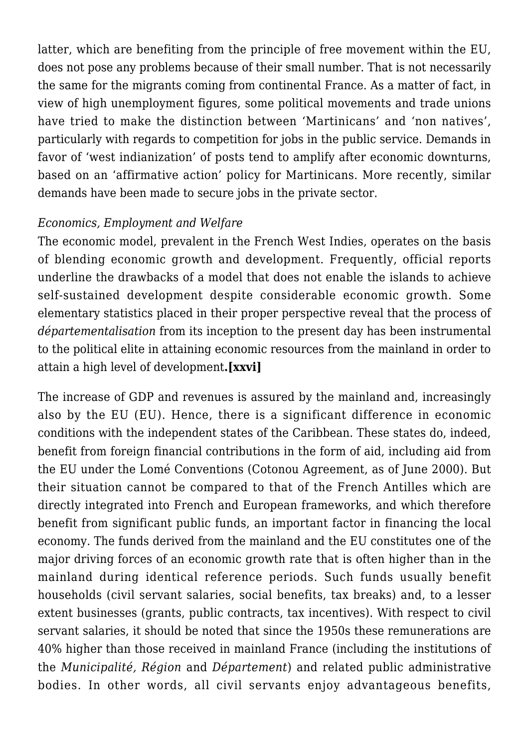latter, which are benefiting from the principle of free movement within the EU, does not pose any problems because of their small number. That is not necessarily the same for the migrants coming from continental France. As a matter of fact, in view of high unemployment figures, some political movements and trade unions have tried to make the distinction between 'Martinicans' and 'non natives', particularly with regards to competition for jobs in the public service. Demands in favor of 'west indianization' of posts tend to amplify after economic downturns, based on an 'affirmative action' policy for Martinicans. More recently, similar demands have been made to secure jobs in the private sector.

*Economics, Employment and Welfare*

The economic model, prevalent in the French West Indies, operates on the basis of blending economic growth and development. Frequently, official reports underline the drawbacks of a model that does not enable the islands to achieve self-sustained development despite considerable economic growth. Some elementary statistics placed in their proper perspective reveal that the process of *départementalisation* from its inception to the present day has been instrumental to the political elite in attaining economic resources from the mainland in order to attain a high level of development**.[xxvi]**

The increase of GDP and revenues is assured by the mainland and, increasingly also by the EU (EU). Hence, there is a significant difference in economic conditions with the independent states of the Caribbean. These states do, indeed, benefit from foreign financial contributions in the form of aid, including aid from the EU under the Lomé Conventions (Cotonou Agreement, as of June 2000). But their situation cannot be compared to that of the French Antilles which are directly integrated into French and European frameworks, and which therefore benefit from significant public funds, an important factor in financing the local economy. The funds derived from the mainland and the EU constitutes one of the major driving forces of an economic growth rate that is often higher than in the mainland during identical reference periods. Such funds usually benefit households (civil servant salaries, social benefits, tax breaks) and, to a lesser extent businesses (grants, public contracts, tax incentives). With respect to civil servant salaries, it should be noted that since the 1950s these remunerations are 40% higher than those received in mainland France (including the institutions of the *Municipalité, Région* and *Département*) and related public administrative bodies. In other words, all civil servants enjoy advantageous benefits,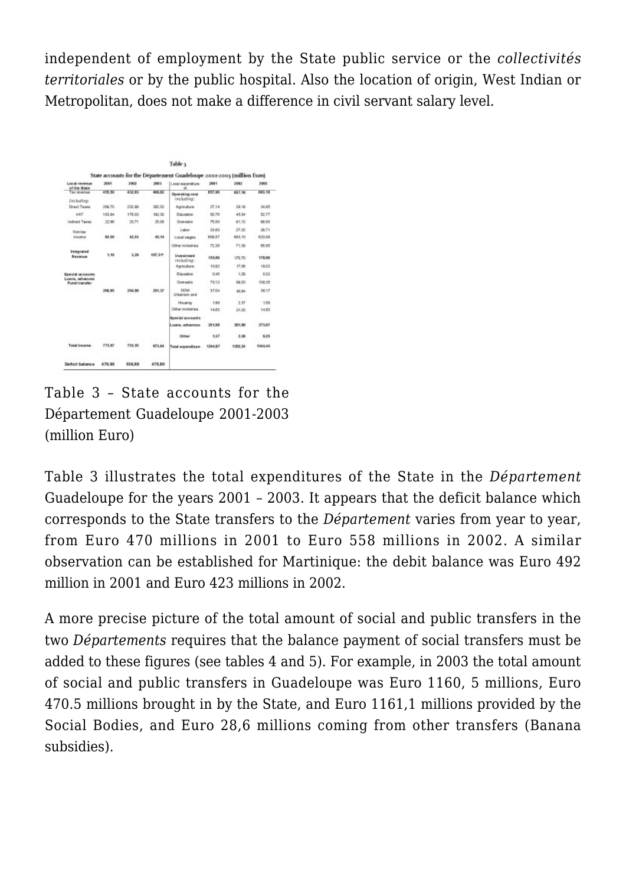independent of employment by the State public service or the *collectivités territoriales* or by the public hospital. Also the location of origin, West Indian or Metropolitan, does not make a difference in civil servant salary level.

Table 3

State accounts for the Département Guadeloupe 2001-2003 (million Euro)

| Local revenue of the State | 2001 | 2002 | 2003 | Local expenditure of | 2001 | 2002 | 2003 |
|---|---|---|---|---|---|---|---|
| Tax revenue | 455,50 | 432,83 | 400,02 | Operating cost *including:* | 857,96 | 857,10 | 883,15 |
| *Including:* | | | | Agriculture | 27,14 | 29,18 | 24,95 |
| Direct Taxes | 268,70 | 232,89 | 282,52 | Education | 50,76 | 45,94 | 52,77 |
| VAT | 163,84 | 176,03 | 182,30 | Domestic | 75,00 | 81,12 | 88,00 |
| Indirect Taxes | 22,96 | 23,71 | 25,00 | Labor | 23,63 | 27,32 | 28,71 |
| Non-tax income | 50,50 | 42,53 | 45,14 | Local wages | 608,57 | 603,13 | 623,08 |
| | | | | Other ministries | 72,26 | 71,39 | 65,65 |
| Integrated Revenue | 1,10 | 3,20 | 107,31* | Investment *including:* | 135,06 | 170,70 | 178,96 |
| | | | | Agriculture | 10,62 | 17,06 | 18,03 |
| Special accounts Loans, advances Fund transfer | | | | Education | 0,45 | 1,36 | 0,32 |
| | | | | Domestic | 70,12 | 88,03 | 106,35 |
| | 266,85 | 254,90 | 251,37 | DOM Urbanism and | 37,04 | 40,84 | 36,17 |
| | | | | Housing | 1,93 | 2,37 | 1,59 |
| | | | | Other ministries | 14,63 | 21,32 | 14,50 |
| | | | | Special accounts Loans, advances | 251,09 | 261,98 | 273,07 |
| | | | | Other | 1,37 | 2,38 | 9,25 |
| Total Income | 773,97 | 733,35 | 873,64 | Total expenditure | 1244,87 | 1292,24 | 1344,44 |
| Deficit balance | 470,90 | 558,89 | 470,80 | | | | |

Table 3 – State accounts for the Département Guadeloupe 2001-2003 (million Euro)

Table 3 illustrates the total expenditures of the State in the *Département* Guadeloupe for the years 2001 – 2003. It appears that the deficit balance which corresponds to the State transfers to the *Département* varies from year to year, from Euro 470 millions in 2001 to Euro 558 millions in 2002. A similar observation can be established for Martinique: the debit balance was Euro 492 million in 2001 and Euro 423 millions in 2002.

A more precise picture of the total amount of social and public transfers in the two *Départements* requires that the balance payment of social transfers must be added to these figures (see tables 4 and 5). For example, in 2003 the total amount of social and public transfers in Guadeloupe was Euro 1160, 5 millions, Euro 470.5 millions brought in by the State, and Euro 1161,1 millions provided by the Social Bodies, and Euro 28,6 millions coming from other transfers (Banana subsidies).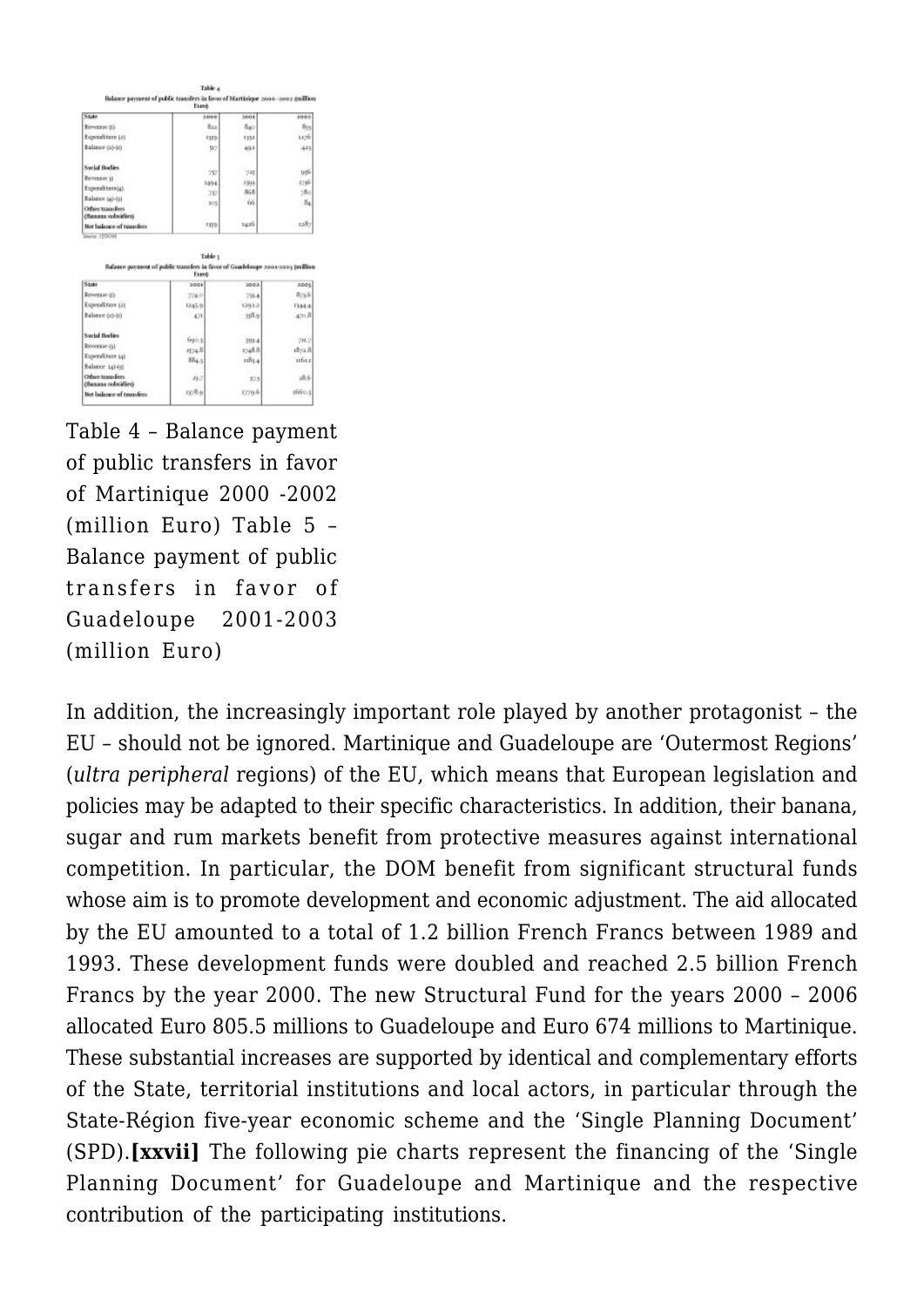Table 4
Balance payment of public transfers in favor of Martinique 2000 -2002 (million Euro)

| State | 2000 | 2001 | 2002 |
|---|---|---|---|
| Revenue (1) | 822 | 840 | 855 |
| Expenditure (2) | 1339 | 1332 | 1276 |
| Balance (2)-(1) | 517 | 492 | 421 |
| | | | |
| Social Bodies | | | |
| Revenue 3) | 737 | 725 | 956 |
| Expenditure(4) | 1494 | 1593 | 1736 |
| Balance (4)-(3) | 757 | 868 | 780 |
| Other transfers (Banana subsidies) | 103 | 66 | 84 |
| Net balance of transfers | 1359 | 1426 | 1287 |

Source: IEDOM

Table 5
Balance payment of public transfers in favor of Guadeloupe 2001-2003 (million Euro)

| State | 2001 | 2002 | 2003 |
|---|---|---|---|
| Revenue (1) | 774.0 | 731.4 | 873.6 |
| Expenditure (2) | 1245.9 | 1292.2 | 1344.4 |
| Balance (2)-(1) | 471 | 558.9 | 470.8 |
| | | | |
| Social Bodies | | | |
| Revenue (3) | 690.3 | 559.4 | 711.7 |
| Expenditure (4) | 1574.8 | 1748.8 | 1872.8 |
| Balance (4)-(3) | 884.5 | 1189.4 | 1161.2 |
| Other transfers (Banana subsidies) | 23.7 | 37.3 | 28.6 |
| Net balance of transfers | 1378.9 | 1779.6 | 1660.5 |

Table 4 – Balance payment of public transfers in favor of Martinique 2000 -2002 (million Euro) Table 5 – Balance payment of public transfers in favor of Guadeloupe 2001-2003 (million Euro)

In addition, the increasingly important role played by another protagonist – the EU – should not be ignored. Martinique and Guadeloupe are 'Outermost Regions' (*ultra peripheral* regions) of the EU, which means that European legislation and policies may be adapted to their specific characteristics. In addition, their banana, sugar and rum markets benefit from protective measures against international competition. In particular, the DOM benefit from significant structural funds whose aim is to promote development and economic adjustment. The aid allocated by the EU amounted to a total of 1.2 billion French Francs between 1989 and 1993. These development funds were doubled and reached 2.5 billion French Francs by the year 2000. The new Structural Fund for the years 2000 – 2006 allocated Euro 805.5 millions to Guadeloupe and Euro 674 millions to Martinique. These substantial increases are supported by identical and complementary efforts of the State, territorial institutions and local actors, in particular through the State-Région five-year economic scheme and the 'Single Planning Document' (SPD).**[xxvii]** The following pie charts represent the financing of the 'Single Planning Document' for Guadeloupe and Martinique and the respective contribution of the participating institutions.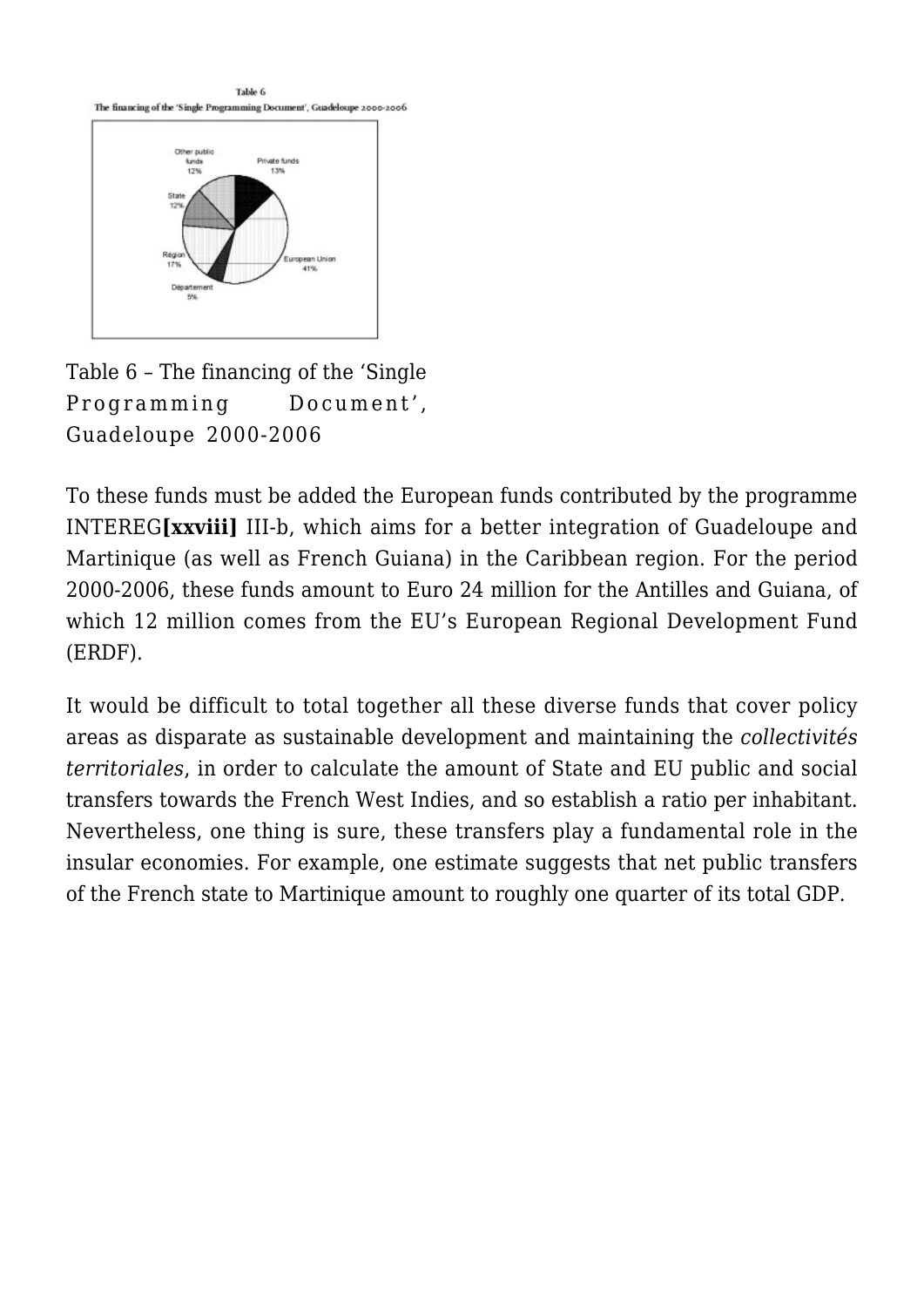Table 6 – The financing of the 'Single Programming Document', Guadeloupe 2000-2006

To these funds must be added the European funds contributed by the programme INTEREG**[xxviii]** III-b, which aims for a better integration of Guadeloupe and Martinique (as well as French Guiana) in the Caribbean region. For the period 2000-2006, these funds amount to Euro 24 million for the Antilles and Guiana, of which 12 million comes from the EU's European Regional Development Fund (ERDF).

It would be difficult to total together all these diverse funds that cover policy areas as disparate as sustainable development and maintaining the *collectivités territoriales*, in order to calculate the amount of State and EU public and social transfers towards the French West Indies, and so establish a ratio per inhabitant. Nevertheless, one thing is sure, these transfers play a fundamental role in the insular economies. For example, one estimate suggests that net public transfers of the French state to Martinique amount to roughly one quarter of its total GDP.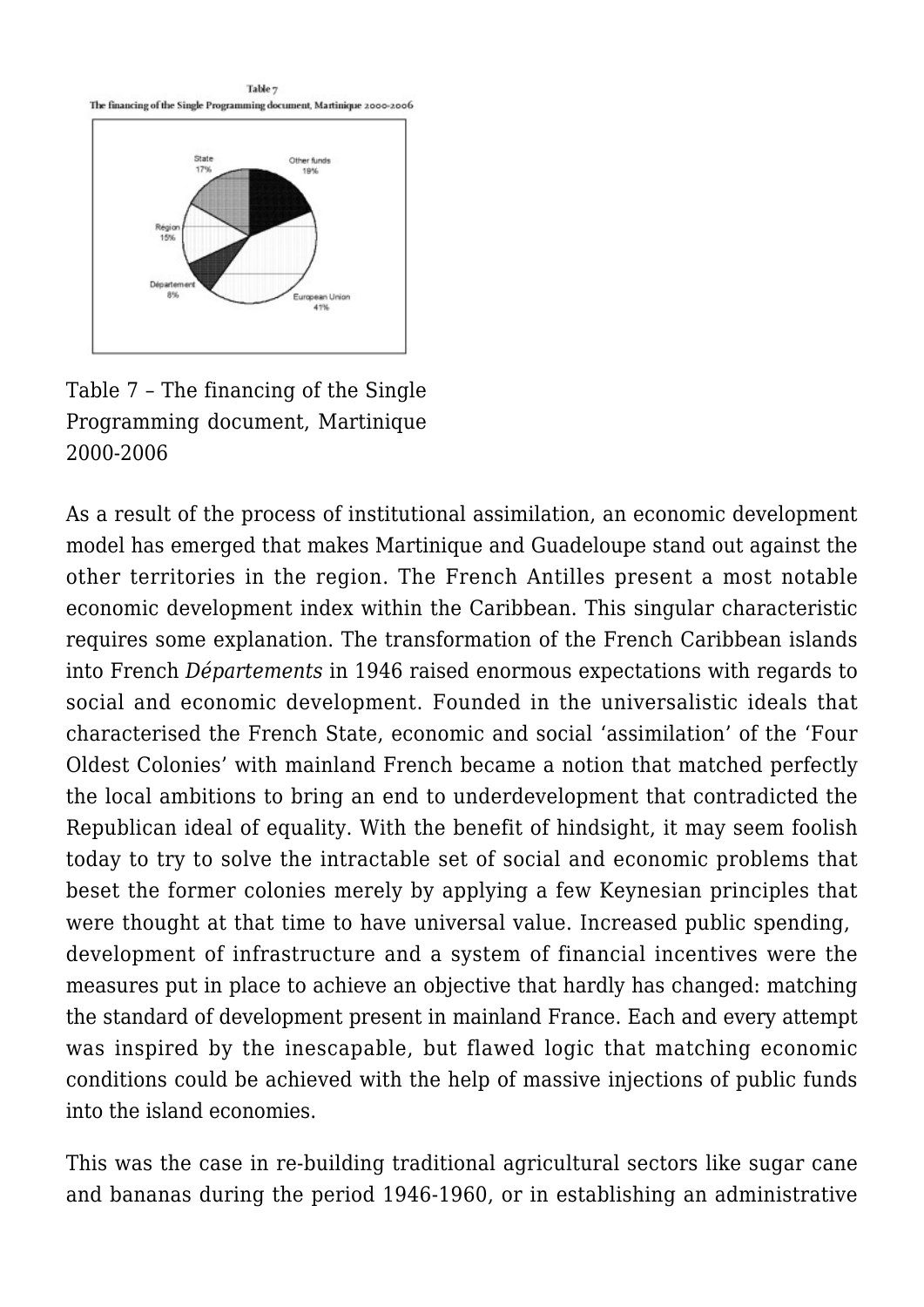Table 7 – The financing of the Single Programming document, Martinique 2000-2006

As a result of the process of institutional assimilation, an economic development model has emerged that makes Martinique and Guadeloupe stand out against the other territories in the region. The French Antilles present a most notable economic development index within the Caribbean. This singular characteristic requires some explanation. The transformation of the French Caribbean islands into French *Départements* in 1946 raised enormous expectations with regards to social and economic development. Founded in the universalistic ideals that characterised the French State, economic and social 'assimilation' of the 'Four Oldest Colonies' with mainland French became a notion that matched perfectly the local ambitions to bring an end to underdevelopment that contradicted the Republican ideal of equality. With the benefit of hindsight, it may seem foolish today to try to solve the intractable set of social and economic problems that beset the former colonies merely by applying a few Keynesian principles that were thought at that time to have universal value. Increased public spending, development of infrastructure and a system of financial incentives were the measures put in place to achieve an objective that hardly has changed: matching the standard of development present in mainland France. Each and every attempt was inspired by the inescapable, but flawed logic that matching economic conditions could be achieved with the help of massive injections of public funds into the island economies.

This was the case in re-building traditional agricultural sectors like sugar cane and bananas during the period 1946-1960, or in establishing an administrative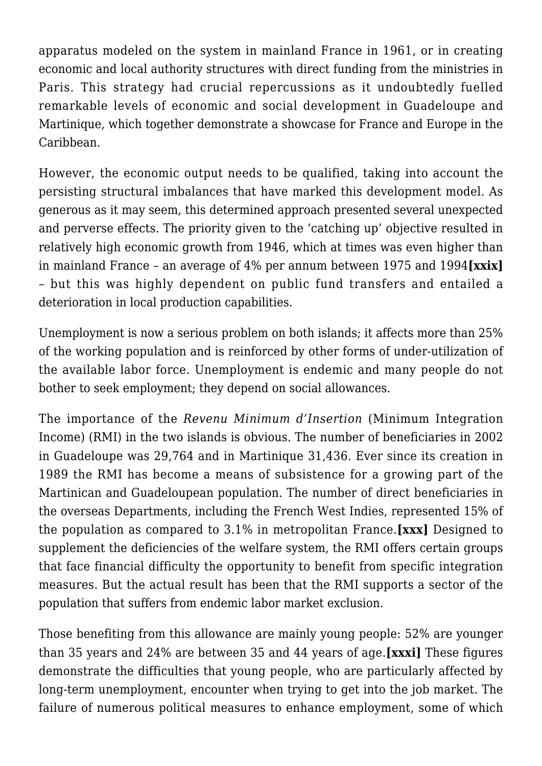apparatus modeled on the system in mainland France in 1961, or in creating economic and local authority structures with direct funding from the ministries in Paris. This strategy had crucial repercussions as it undoubtedly fuelled remarkable levels of economic and social development in Guadeloupe and Martinique, which together demonstrate a showcase for France and Europe in the Caribbean.

However, the economic output needs to be qualified, taking into account the persisting structural imbalances that have marked this development model. As generous as it may seem, this determined approach presented several unexpected and perverse effects. The priority given to the 'catching up' objective resulted in relatively high economic growth from 1946, which at times was even higher than in mainland France – an average of 4% per annum between 1975 and 1994**[xxix]** – but this was highly dependent on public fund transfers and entailed a deterioration in local production capabilities.

Unemployment is now a serious problem on both islands; it affects more than 25% of the working population and is reinforced by other forms of under-utilization of the available labor force. Unemployment is endemic and many people do not bother to seek employment; they depend on social allowances.

The importance of the *Revenu Minimum d'Insertion* (Minimum Integration Income) (RMI) in the two islands is obvious. The number of beneficiaries in 2002 in Guadeloupe was 29,764 and in Martinique 31,436. Ever since its creation in 1989 the RMI has become a means of subsistence for a growing part of the Martinican and Guadeloupean population. The number of direct beneficiaries in the overseas Departments, including the French West Indies, represented 15% of the population as compared to 3.1% in metropolitan France.**[xxx]** Designed to supplement the deficiencies of the welfare system, the RMI offers certain groups that face financial difficulty the opportunity to benefit from specific integration measures. But the actual result has been that the RMI supports a sector of the population that suffers from endemic labor market exclusion.

Those benefiting from this allowance are mainly young people: 52% are younger than 35 years and 24% are between 35 and 44 years of age.**[xxxi]** These figures demonstrate the difficulties that young people, who are particularly affected by long-term unemployment, encounter when trying to get into the job market. The failure of numerous political measures to enhance employment, some of which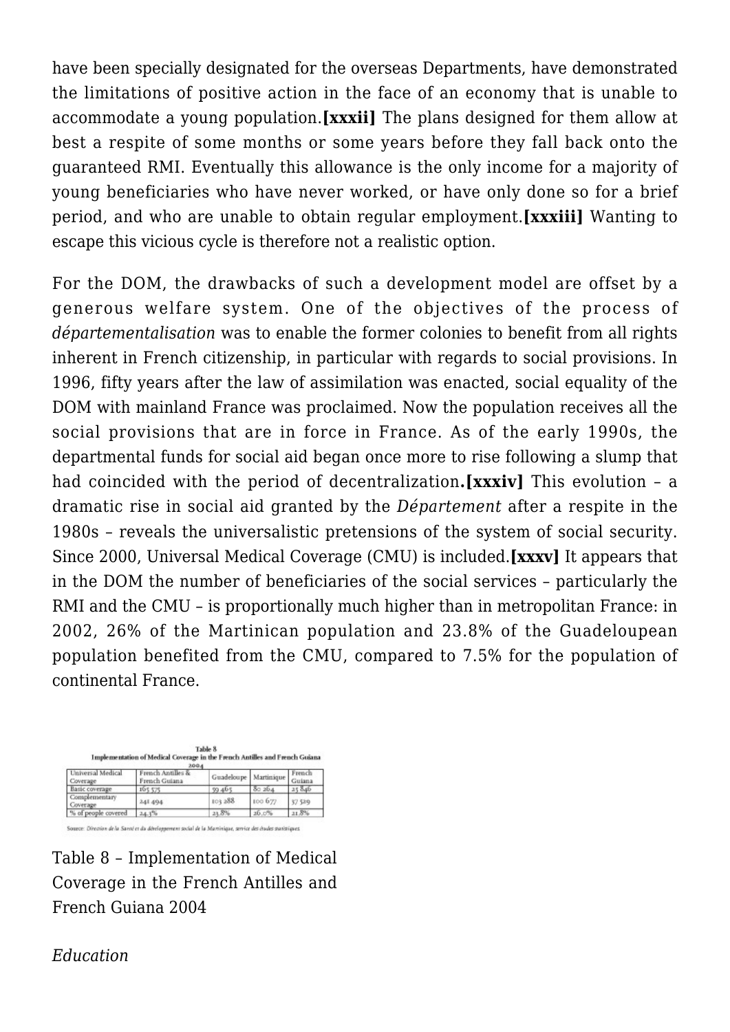have been specially designated for the overseas Departments, have demonstrated the limitations of positive action in the face of an economy that is unable to accommodate a young population.**[xxxii]** The plans designed for them allow at best a respite of some months or some years before they fall back onto the guaranteed RMI. Eventually this allowance is the only income for a majority of young beneficiaries who have never worked, or have only done so for a brief period, and who are unable to obtain regular employment.**[xxxiii]** Wanting to escape this vicious cycle is therefore not a realistic option.

For the DOM, the drawbacks of such a development model are offset by a generous welfare system. One of the objectives of the process of *départementalisation* was to enable the former colonies to benefit from all rights inherent in French citizenship, in particular with regards to social provisions. In 1996, fifty years after the law of assimilation was enacted, social equality of the DOM with mainland France was proclaimed. Now the population receives all the social provisions that are in force in France. As of the early 1990s, the departmental funds for social aid began once more to rise following a slump that had coincided with the period of decentralization**.[xxxiv]** This evolution – a dramatic rise in social aid granted by the *Département* after a respite in the 1980s – reveals the universalistic pretensions of the system of social security. Since 2000, Universal Medical Coverage (CMU) is included.**[xxxv]** It appears that in the DOM the number of beneficiaries of the social services – particularly the RMI and the CMU – is proportionally much higher than in metropolitan France: in 2002, 26% of the Martinican population and 23.8% of the Guadeloupean population benefited from the CMU, compared to 7.5% for the population of continental France.

Table 8
Implementation of Medical Coverage in the French Antilles and French Guiana 2004

| Universal Medical Coverage | French Antilles & French Guiana | Guadeloupe | Martinique | French Guiana |
|---|---|---|---|---|
| Basic coverage | 165 575 | 59 465 | 80 264 | 25 846 |
| Complementary Coverage | 241 494 | 103 288 | 100 677 | 37 529 |
| % of people covered | 24.3% | 23.8% | 26.0% | 21.8% |

Source: *Direction de la Santé et du développement social de la Martinique, service des études statistiques.*

Table 8 – Implementation of Medical Coverage in the French Antilles and French Guiana 2004

*Education*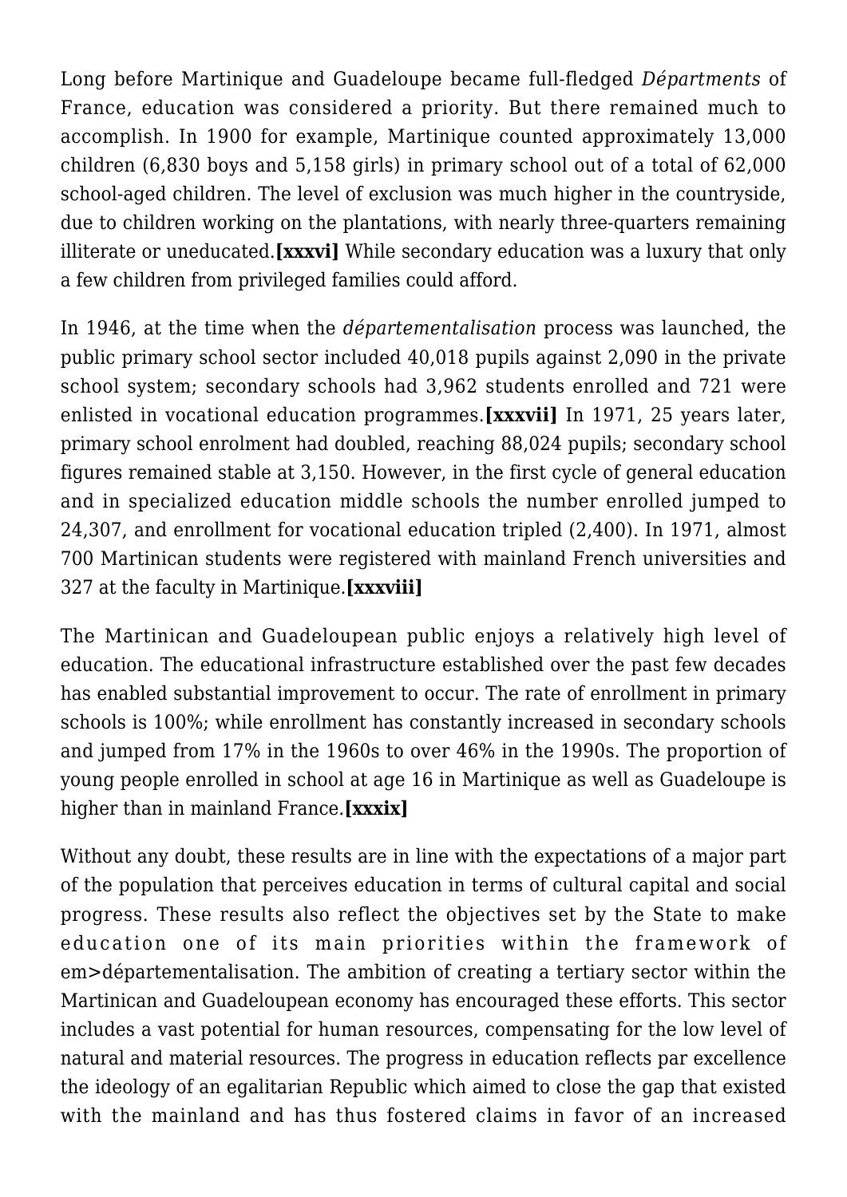Long before Martinique and Guadeloupe became full-fledged *Départments* of France, education was considered a priority. But there remained much to accomplish. In 1900 for example, Martinique counted approximately 13,000 children (6,830 boys and 5,158 girls) in primary school out of a total of 62,000 school-aged children. The level of exclusion was much higher in the countryside, due to children working on the plantations, with nearly three-quarters remaining illiterate or uneducated.**[xxxvi]** While secondary education was a luxury that only a few children from privileged families could afford.

In 1946, at the time when the *départementalisation* process was launched, the public primary school sector included 40,018 pupils against 2,090 in the private school system; secondary schools had 3,962 students enrolled and 721 were enlisted in vocational education programmes.**[xxxvii]** In 1971, 25 years later, primary school enrolment had doubled, reaching 88,024 pupils; secondary school figures remained stable at 3,150. However, in the first cycle of general education and in specialized education middle schools the number enrolled jumped to 24,307, and enrollment for vocational education tripled (2,400). In 1971, almost 700 Martinican students were registered with mainland French universities and 327 at the faculty in Martinique.**[xxxviii]**

The Martinican and Guadeloupean public enjoys a relatively high level of education. The educational infrastructure established over the past few decades has enabled substantial improvement to occur. The rate of enrollment in primary schools is 100%; while enrollment has constantly increased in secondary schools and jumped from 17% in the 1960s to over 46% in the 1990s. The proportion of young people enrolled in school at age 16 in Martinique as well as Guadeloupe is higher than in mainland France.**[xxxix]**

Without any doubt, these results are in line with the expectations of a major part of the population that perceives education in terms of cultural capital and social progress. These results also reflect the objectives set by the State to make education one of its main priorities within the framework of em>départementalisation. The ambition of creating a tertiary sector within the Martinican and Guadeloupean economy has encouraged these efforts. This sector includes a vast potential for human resources, compensating for the low level of natural and material resources. The progress in education reflects par excellence the ideology of an egalitarian Republic which aimed to close the gap that existed with the mainland and has thus fostered claims in favor of an increased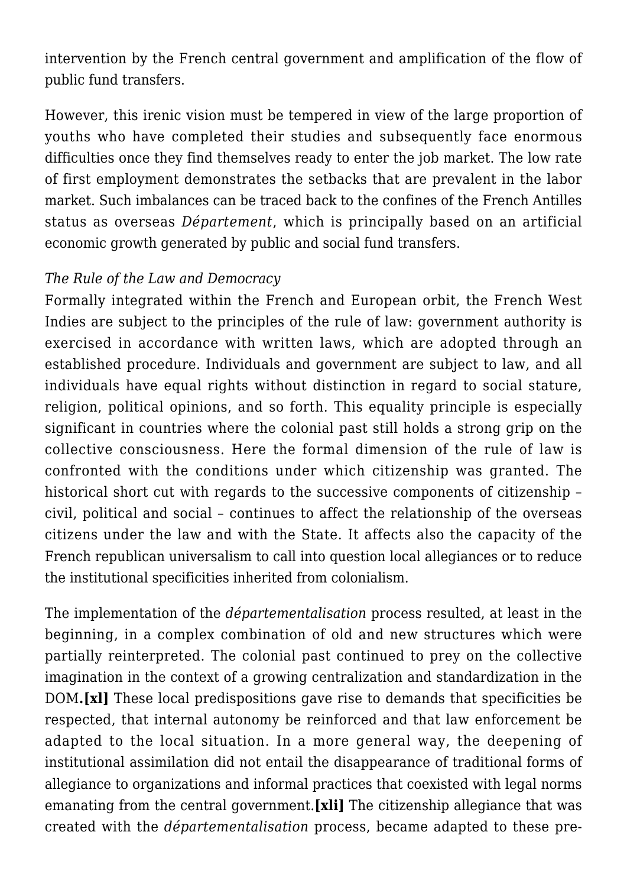intervention by the French central government and amplification of the flow of public fund transfers.

However, this irenic vision must be tempered in view of the large proportion of youths who have completed their studies and subsequently face enormous difficulties once they find themselves ready to enter the job market. The low rate of first employment demonstrates the setbacks that are prevalent in the labor market. Such imbalances can be traced back to the confines of the French Antilles status as overseas *Département*, which is principally based on an artificial economic growth generated by public and social fund transfers.

*The Rule of the Law and Democracy*
Formally integrated within the French and European orbit, the French West Indies are subject to the principles of the rule of law: government authority is exercised in accordance with written laws, which are adopted through an established procedure. Individuals and government are subject to law, and all individuals have equal rights without distinction in regard to social stature, religion, political opinions, and so forth. This equality principle is especially significant in countries where the colonial past still holds a strong grip on the collective consciousness. Here the formal dimension of the rule of law is confronted with the conditions under which citizenship was granted. The historical short cut with regards to the successive components of citizenship – civil, political and social – continues to affect the relationship of the overseas citizens under the law and with the State. It affects also the capacity of the French republican universalism to call into question local allegiances or to reduce the institutional specificities inherited from colonialism.

The implementation of the *départementalisation* process resulted, at least in the beginning, in a complex combination of old and new structures which were partially reinterpreted. The colonial past continued to prey on the collective imagination in the context of a growing centralization and standardization in the DOM**.[xl]** These local predispositions gave rise to demands that specificities be respected, that internal autonomy be reinforced and that law enforcement be adapted to the local situation. In a more general way, the deepening of institutional assimilation did not entail the disappearance of traditional forms of allegiance to organizations and informal practices that coexisted with legal norms emanating from the central government.**[xli]** The citizenship allegiance that was created with the *départementalisation* process, became adapted to these pre-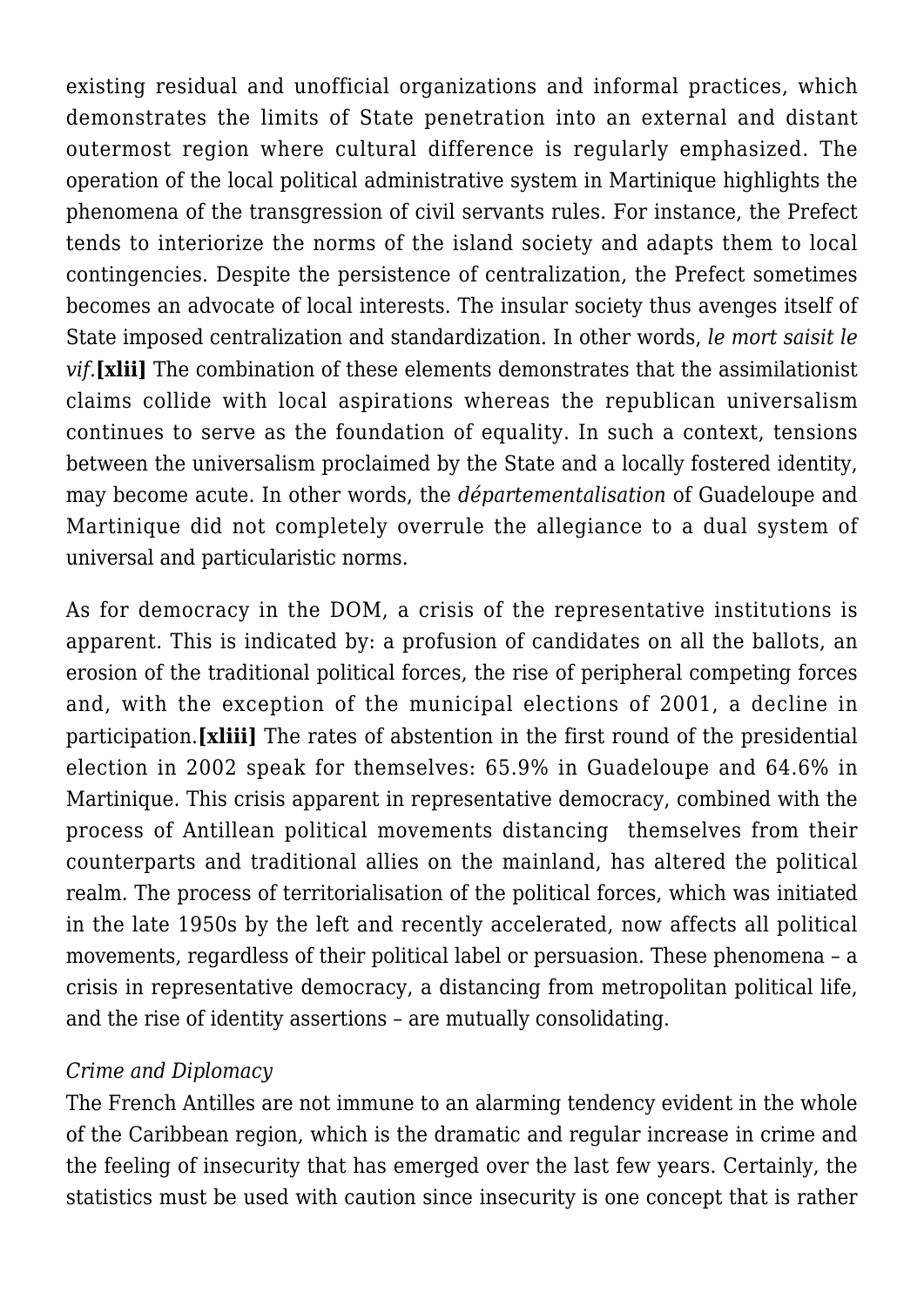existing residual and unofficial organizations and informal practices, which demonstrates the limits of State penetration into an external and distant outermost region where cultural difference is regularly emphasized. The operation of the local political administrative system in Martinique highlights the phenomena of the transgression of civil servants rules. For instance, the Prefect tends to interiorize the norms of the island society and adapts them to local contingencies. Despite the persistence of centralization, the Prefect sometimes becomes an advocate of local interests. The insular society thus avenges itself of State imposed centralization and standardization. In other words, *le mort saisit le vif.***[xlii]** The combination of these elements demonstrates that the assimilationist claims collide with local aspirations whereas the republican universalism continues to serve as the foundation of equality. In such a context, tensions between the universalism proclaimed by the State and a locally fostered identity, may become acute. In other words, the *départementalisation* of Guadeloupe and Martinique did not completely overrule the allegiance to a dual system of universal and particularistic norms.

As for democracy in the DOM, a crisis of the representative institutions is apparent. This is indicated by: a profusion of candidates on all the ballots, an erosion of the traditional political forces, the rise of peripheral competing forces and, with the exception of the municipal elections of 2001, a decline in participation.**[xliii]** The rates of abstention in the first round of the presidential election in 2002 speak for themselves: 65.9% in Guadeloupe and 64.6% in Martinique. This crisis apparent in representative democracy, combined with the process of Antillean political movements distancing themselves from their counterparts and traditional allies on the mainland, has altered the political realm. The process of territorialisation of the political forces, which was initiated in the late 1950s by the left and recently accelerated, now affects all political movements, regardless of their political label or persuasion. These phenomena – a crisis in representative democracy, a distancing from metropolitan political life, and the rise of identity assertions – are mutually consolidating.

*Crime and Diplomacy*

The French Antilles are not immune to an alarming tendency evident in the whole of the Caribbean region, which is the dramatic and regular increase in crime and the feeling of insecurity that has emerged over the last few years. Certainly, the statistics must be used with caution since insecurity is one concept that is rather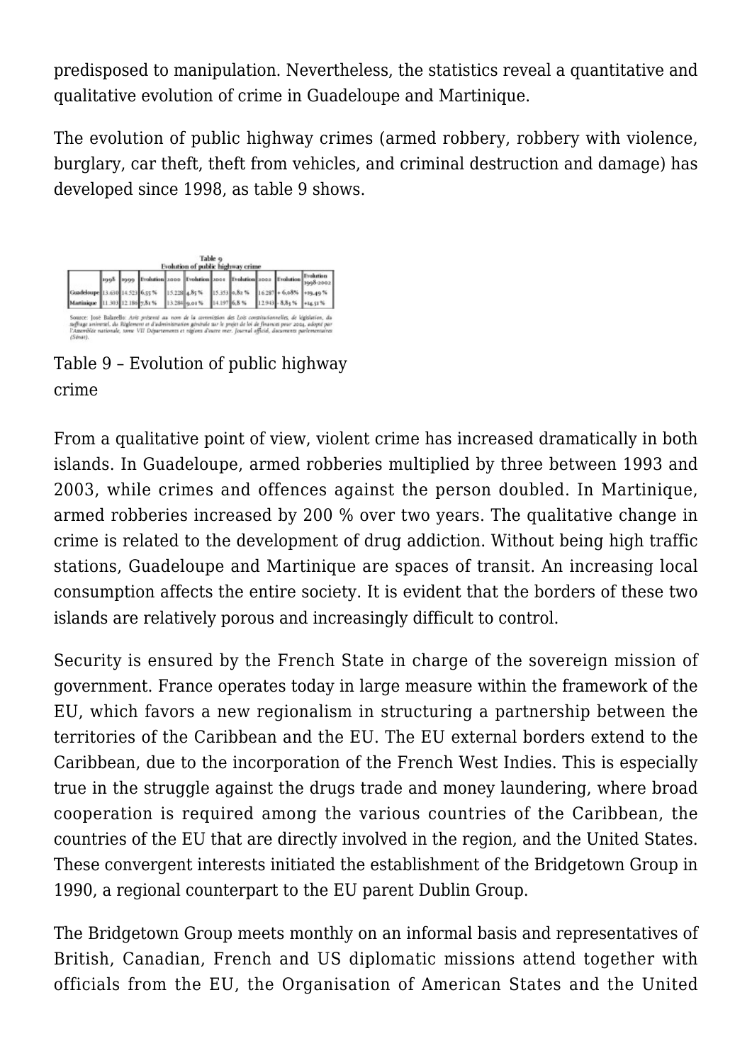predisposed to manipulation. Nevertheless, the statistics reveal a quantitative and qualitative evolution of crime in Guadeloupe and Martinique.

The evolution of public highway crimes (armed robbery, robbery with violence, burglary, car theft, theft from vehicles, and criminal destruction and damage) has developed since 1998, as table 9 shows.

Table 9
Evolution of public highway crime

| | 1998 | 1999 | Evolution | 2000 | Evolution | 2001 | Evolution | 2002 | Evolution | Evolution 1998-2002 |
|---|---|---|---|---|---|---|---|---|---|---|
| Guadeloupe | 13.630 | 14.523 | 6,55 % | 15.228 | 4,85 % | 15.353 | 0,82 % | 16.287 | + 6,08% | +19,49 % |
| Martinique | 11.303 | 12.186 | 7,81 % | 13.284 | 9,01 % | 14.197 | 6,8 % | 12.943 | - 8,83 % | +14,51 % |

Source: José Balarello: *Avis présenté au nom de la commission des Lois constitutionnelles, de législation, du suffrage universel, du Règlement et d'administration générale sur le projet de loi de finances pour 2004, adopté par l'Assemblée nationale, tome VII Départements et régions d'outre mer. Journal officiel, documents parlementaires (Sénat).*

Table 9 – Evolution of public highway crime

From a qualitative point of view, violent crime has increased dramatically in both islands. In Guadeloupe, armed robberies multiplied by three between 1993 and 2003, while crimes and offences against the person doubled. In Martinique, armed robberies increased by 200 % over two years. The qualitative change in crime is related to the development of drug addiction. Without being high traffic stations, Guadeloupe and Martinique are spaces of transit. An increasing local consumption affects the entire society. It is evident that the borders of these two islands are relatively porous and increasingly difficult to control.

Security is ensured by the French State in charge of the sovereign mission of government. France operates today in large measure within the framework of the EU, which favors a new regionalism in structuring a partnership between the territories of the Caribbean and the EU. The EU external borders extend to the Caribbean, due to the incorporation of the French West Indies. This is especially true in the struggle against the drugs trade and money laundering, where broad cooperation is required among the various countries of the Caribbean, the countries of the EU that are directly involved in the region, and the United States. These convergent interests initiated the establishment of the Bridgetown Group in 1990, a regional counterpart to the EU parent Dublin Group.

The Bridgetown Group meets monthly on an informal basis and representatives of British, Canadian, French and US diplomatic missions attend together with officials from the EU, the Organisation of American States and the United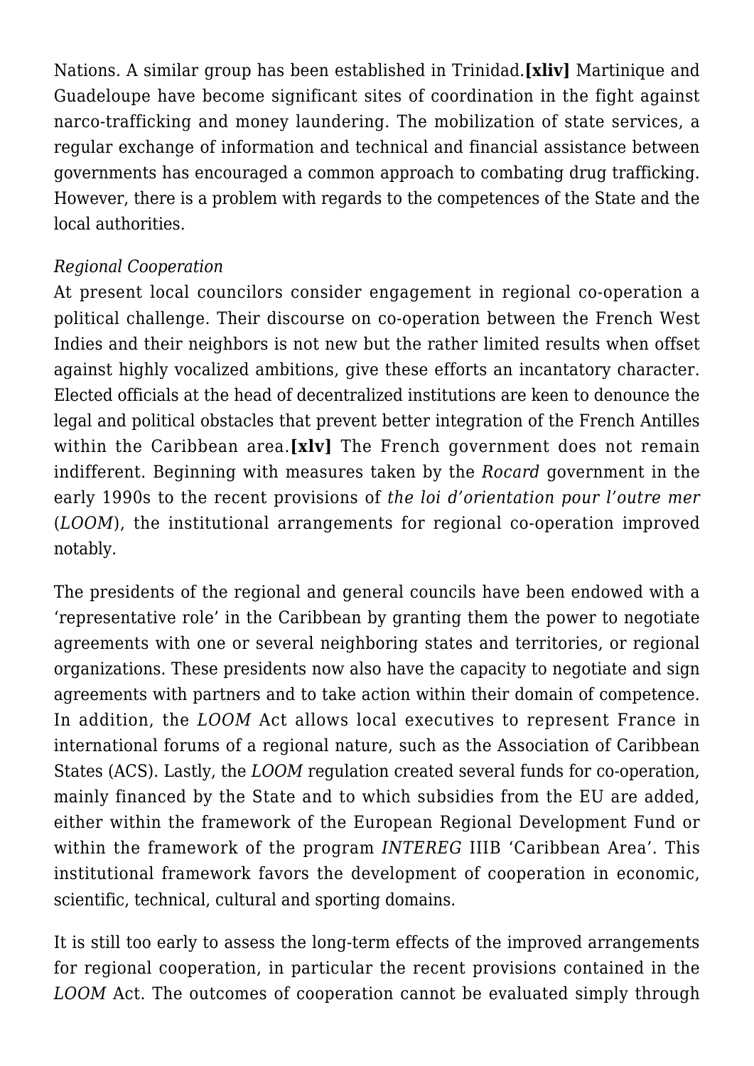Nations. A similar group has been established in Trinidad.**[xliv]** Martinique and Guadeloupe have become significant sites of coordination in the fight against narco-trafficking and money laundering. The mobilization of state services, a regular exchange of information and technical and financial assistance between governments has encouraged a common approach to combating drug trafficking. However, there is a problem with regards to the competences of the State and the local authorities.

*Regional Cooperation*

At present local councilors consider engagement in regional co-operation a political challenge. Their discourse on co-operation between the French West Indies and their neighbors is not new but the rather limited results when offset against highly vocalized ambitions, give these efforts an incantatory character. Elected officials at the head of decentralized institutions are keen to denounce the legal and political obstacles that prevent better integration of the French Antilles within the Caribbean area.**[xlv]** The French government does not remain indifferent. Beginning with measures taken by the *Rocard* government in the early 1990s to the recent provisions of *the loi d'orientation pour l'outre mer* (*LOOM*), the institutional arrangements for regional co-operation improved notably.

The presidents of the regional and general councils have been endowed with a 'representative role' in the Caribbean by granting them the power to negotiate agreements with one or several neighboring states and territories, or regional organizations. These presidents now also have the capacity to negotiate and sign agreements with partners and to take action within their domain of competence. In addition, the *LOOM* Act allows local executives to represent France in international forums of a regional nature, such as the Association of Caribbean States (ACS). Lastly, the *LOOM* regulation created several funds for co-operation, mainly financed by the State and to which subsidies from the EU are added, either within the framework of the European Regional Development Fund or within the framework of the program *INTEREG* IIIB 'Caribbean Area'. This institutional framework favors the development of cooperation in economic, scientific, technical, cultural and sporting domains.

It is still too early to assess the long-term effects of the improved arrangements for regional cooperation, in particular the recent provisions contained in the *LOOM* Act. The outcomes of cooperation cannot be evaluated simply through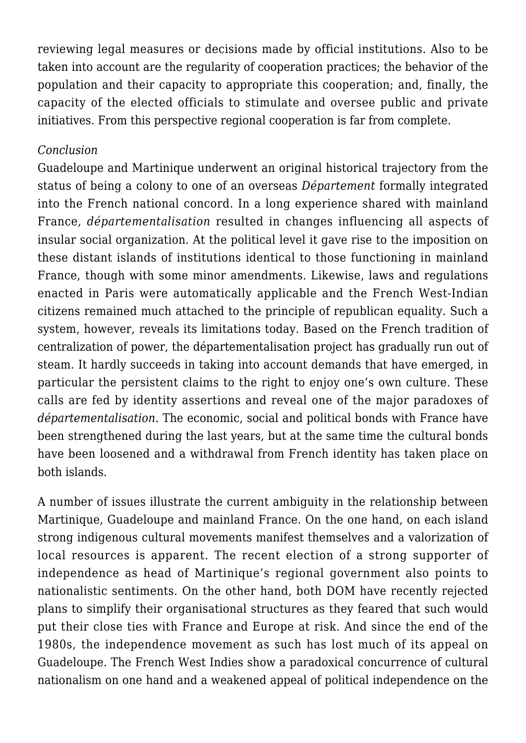reviewing legal measures or decisions made by official institutions. Also to be taken into account are the regularity of cooperation practices; the behavior of the population and their capacity to appropriate this cooperation; and, finally, the capacity of the elected officials to stimulate and oversee public and private initiatives. From this perspective regional cooperation is far from complete.

*Conclusion*

Guadeloupe and Martinique underwent an original historical trajectory from the status of being a colony to one of an overseas *Département* formally integrated into the French national concord. In a long experience shared with mainland France, *départementalisation* resulted in changes influencing all aspects of insular social organization. At the political level it gave rise to the imposition on these distant islands of institutions identical to those functioning in mainland France, though with some minor amendments. Likewise, laws and regulations enacted in Paris were automatically applicable and the French West-Indian citizens remained much attached to the principle of republican equality. Such a system, however, reveals its limitations today. Based on the French tradition of centralization of power, the départementalisation project has gradually run out of steam. It hardly succeeds in taking into account demands that have emerged, in particular the persistent claims to the right to enjoy one's own culture. These calls are fed by identity assertions and reveal one of the major paradoxes of *départementalisation*. The economic, social and political bonds with France have been strengthened during the last years, but at the same time the cultural bonds have been loosened and a withdrawal from French identity has taken place on both islands.

A number of issues illustrate the current ambiguity in the relationship between Martinique, Guadeloupe and mainland France. On the one hand, on each island strong indigenous cultural movements manifest themselves and a valorization of local resources is apparent. The recent election of a strong supporter of independence as head of Martinique's regional government also points to nationalistic sentiments. On the other hand, both DOM have recently rejected plans to simplify their organisational structures as they feared that such would put their close ties with France and Europe at risk. And since the end of the 1980s, the independence movement as such has lost much of its appeal on Guadeloupe. The French West Indies show a paradoxical concurrence of cultural nationalism on one hand and a weakened appeal of political independence on the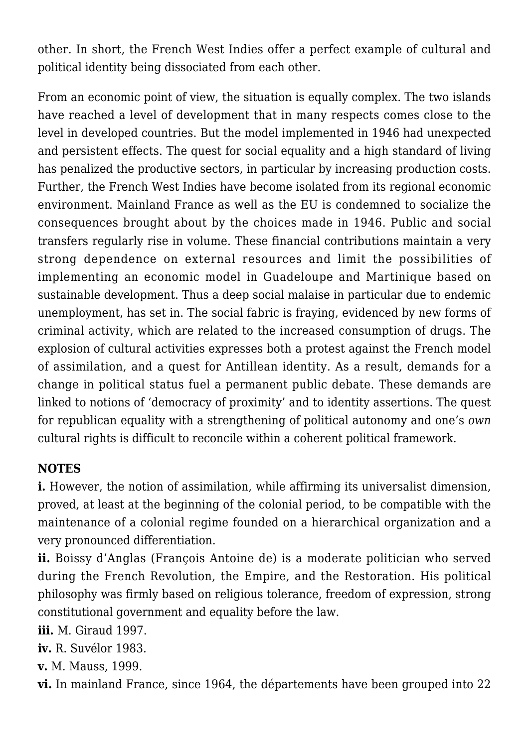other. In short, the French West Indies offer a perfect example of cultural and political identity being dissociated from each other.

From an economic point of view, the situation is equally complex. The two islands have reached a level of development that in many respects comes close to the level in developed countries. But the model implemented in 1946 had unexpected and persistent effects. The quest for social equality and a high standard of living has penalized the productive sectors, in particular by increasing production costs. Further, the French West Indies have become isolated from its regional economic environment. Mainland France as well as the EU is condemned to socialize the consequences brought about by the choices made in 1946. Public and social transfers regularly rise in volume. These financial contributions maintain a very strong dependence on external resources and limit the possibilities of implementing an economic model in Guadeloupe and Martinique based on sustainable development. Thus a deep social malaise in particular due to endemic unemployment, has set in. The social fabric is fraying, evidenced by new forms of criminal activity, which are related to the increased consumption of drugs. The explosion of cultural activities expresses both a protest against the French model of assimilation, and a quest for Antillean identity. As a result, demands for a change in political status fuel a permanent public debate. These demands are linked to notions of 'democracy of proximity' and to identity assertions. The quest for republican equality with a strengthening of political autonomy and one's *own* cultural rights is difficult to reconcile within a coherent political framework.

**NOTES**

**i.** However, the notion of assimilation, while affirming its universalist dimension, proved, at least at the beginning of the colonial period, to be compatible with the maintenance of a colonial regime founded on a hierarchical organization and a very pronounced differentiation.

**ii.** Boissy d'Anglas (François Antoine de) is a moderate politician who served during the French Revolution, the Empire, and the Restoration. His political philosophy was firmly based on religious tolerance, freedom of expression, strong constitutional government and equality before the law.

**iii.** M. Giraud 1997.

**iv.** R. Suvélor 1983.

**v.** M. Mauss, 1999.

**vi.** In mainland France, since 1964, the départements have been grouped into 22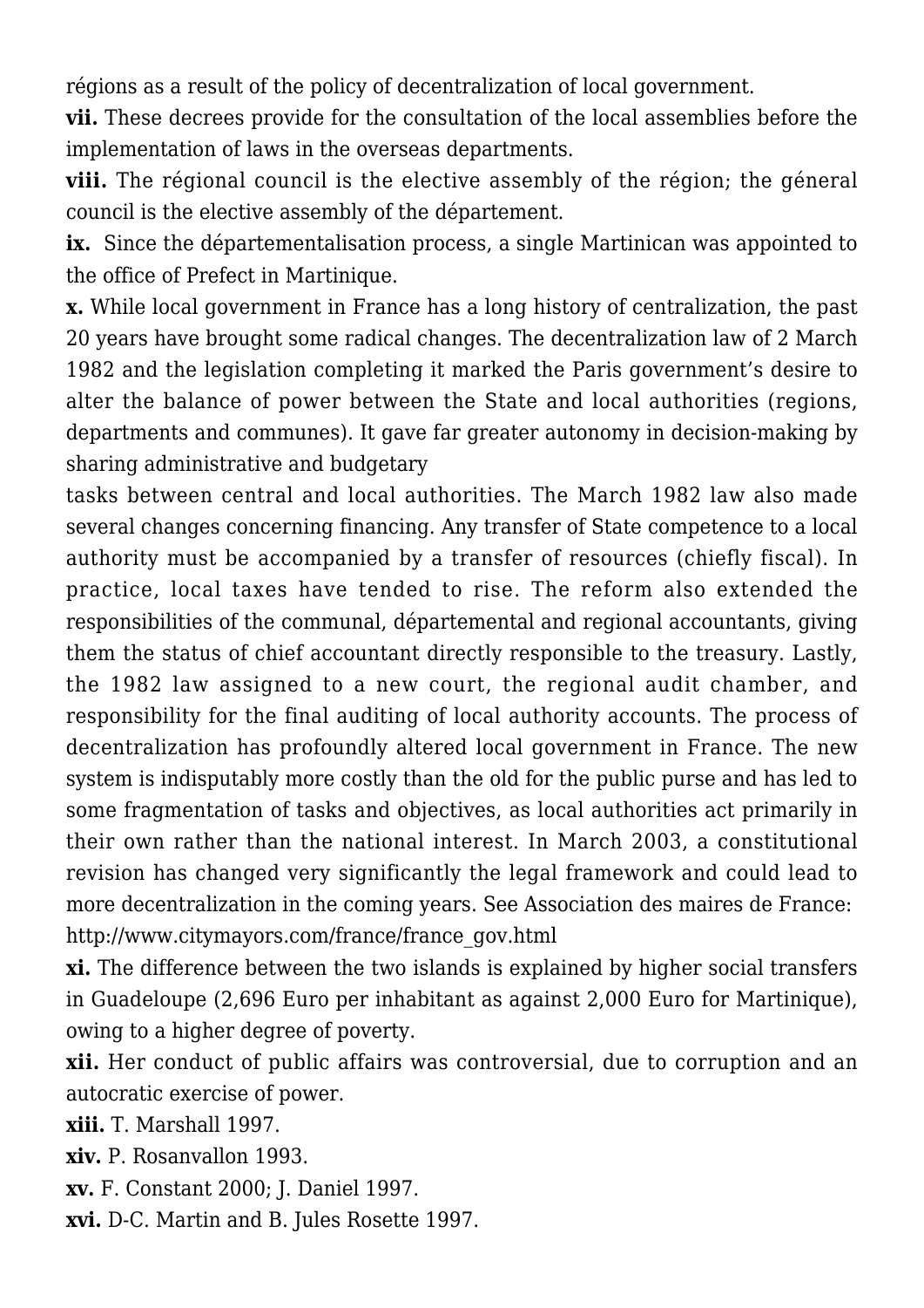régions as a result of the policy of decentralization of local government.

**vii.** These decrees provide for the consultation of the local assemblies before the implementation of laws in the overseas departments.

**viii.** The régional council is the elective assembly of the région; the géneral council is the elective assembly of the département.

**ix.** Since the départementalisation process, a single Martinican was appointed to the office of Prefect in Martinique.

**x.** While local government in France has a long history of centralization, the past 20 years have brought some radical changes. The decentralization law of 2 March 1982 and the legislation completing it marked the Paris government's desire to alter the balance of power between the State and local authorities (regions, departments and communes). It gave far greater autonomy in decision-making by sharing administrative and budgetary tasks between central and local authorities. The March 1982 law also made several changes concerning financing. Any transfer of State competence to a local authority must be accompanied by a transfer of resources (chiefly fiscal). In practice, local taxes have tended to rise. The reform also extended the responsibilities of the communal, départemental and regional accountants, giving them the status of chief accountant directly responsible to the treasury. Lastly, the 1982 law assigned to a new court, the regional audit chamber, and responsibility for the final auditing of local authority accounts. The process of decentralization has profoundly altered local government in France. The new system is indisputably more costly than the old for the public purse and has led to some fragmentation of tasks and objectives, as local authorities act primarily in their own rather than the national interest. In March 2003, a constitutional revision has changed very significantly the legal framework and could lead to more decentralization in the coming years. See Association des maires de France: http://www.citymayors.com/france/france_gov.html

**xi.** The difference between the two islands is explained by higher social transfers in Guadeloupe (2,696 Euro per inhabitant as against 2,000 Euro for Martinique), owing to a higher degree of poverty.

**xii.** Her conduct of public affairs was controversial, due to corruption and an autocratic exercise of power.

**xiii.** T. Marshall 1997.

**xiv.** P. Rosanvallon 1993.

**xv.** F. Constant 2000; J. Daniel 1997.

**xvi.** D-C. Martin and B. Jules Rosette 1997.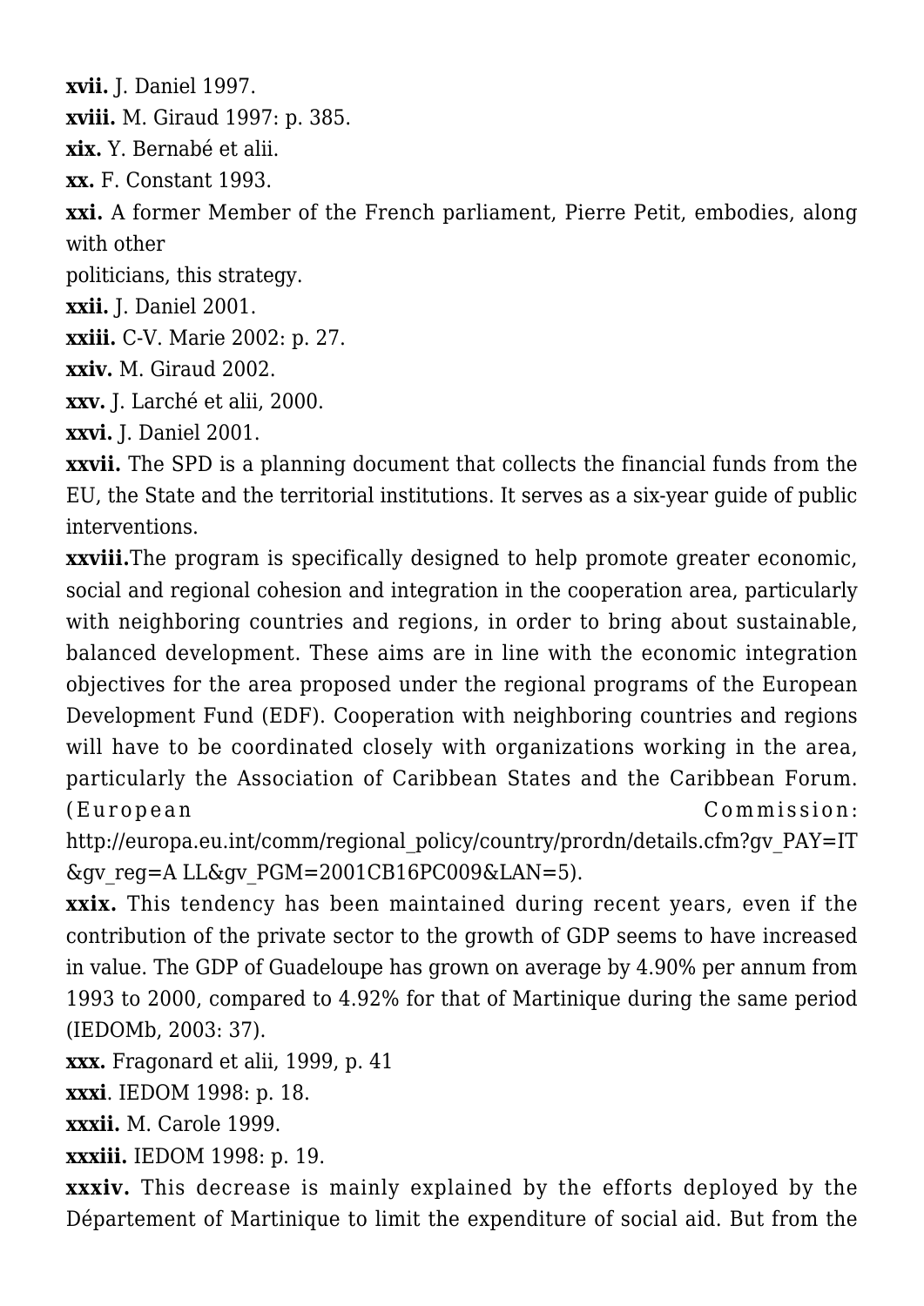**xvii.** J. Daniel 1997.

**xviii.** M. Giraud 1997: p. 385.

**xix.** Y. Bernabé et alii.

**xx.** F. Constant 1993.

**xxi.** A former Member of the French parliament, Pierre Petit, embodies, along with other politicians, this strategy.

**xxii.** J. Daniel 2001.

**xxiii.** C-V. Marie 2002: p. 27.

**xxiv.** M. Giraud 2002.

**xxv.** J. Larché et alii, 2000.

**xxvi.** J. Daniel 2001.

**xxvii.** The SPD is a planning document that collects the financial funds from the EU, the State and the territorial institutions. It serves as a six-year guide of public interventions.

**xxviii.**The program is specifically designed to help promote greater economic, social and regional cohesion and integration in the cooperation area, particularly with neighboring countries and regions, in order to bring about sustainable, balanced development. These aims are in line with the economic integration objectives for the area proposed under the regional programs of the European Development Fund (EDF). Cooperation with neighboring countries and regions will have to be coordinated closely with organizations working in the area, particularly the Association of Caribbean States and the Caribbean Forum. (European Commission: http://europa.eu.int/comm/regional_policy/country/prordn/details.cfm?gv_PAY=IT&gv_reg=A LL&gv_PGM=2001CB16PC009&LAN=5).

**xxix.** This tendency has been maintained during recent years, even if the contribution of the private sector to the growth of GDP seems to have increased in value. The GDP of Guadeloupe has grown on average by 4.90% per annum from 1993 to 2000, compared to 4.92% for that of Martinique during the same period (IEDOMb, 2003: 37).

**xxx.** Fragonard et alii, 1999, p. 41

**xxxi**. IEDOM 1998: p. 18.

**xxxii.** M. Carole 1999.

**xxxiii.** IEDOM 1998: p. 19.

**xxxiv.** This decrease is mainly explained by the efforts deployed by the Département of Martinique to limit the expenditure of social aid. But from the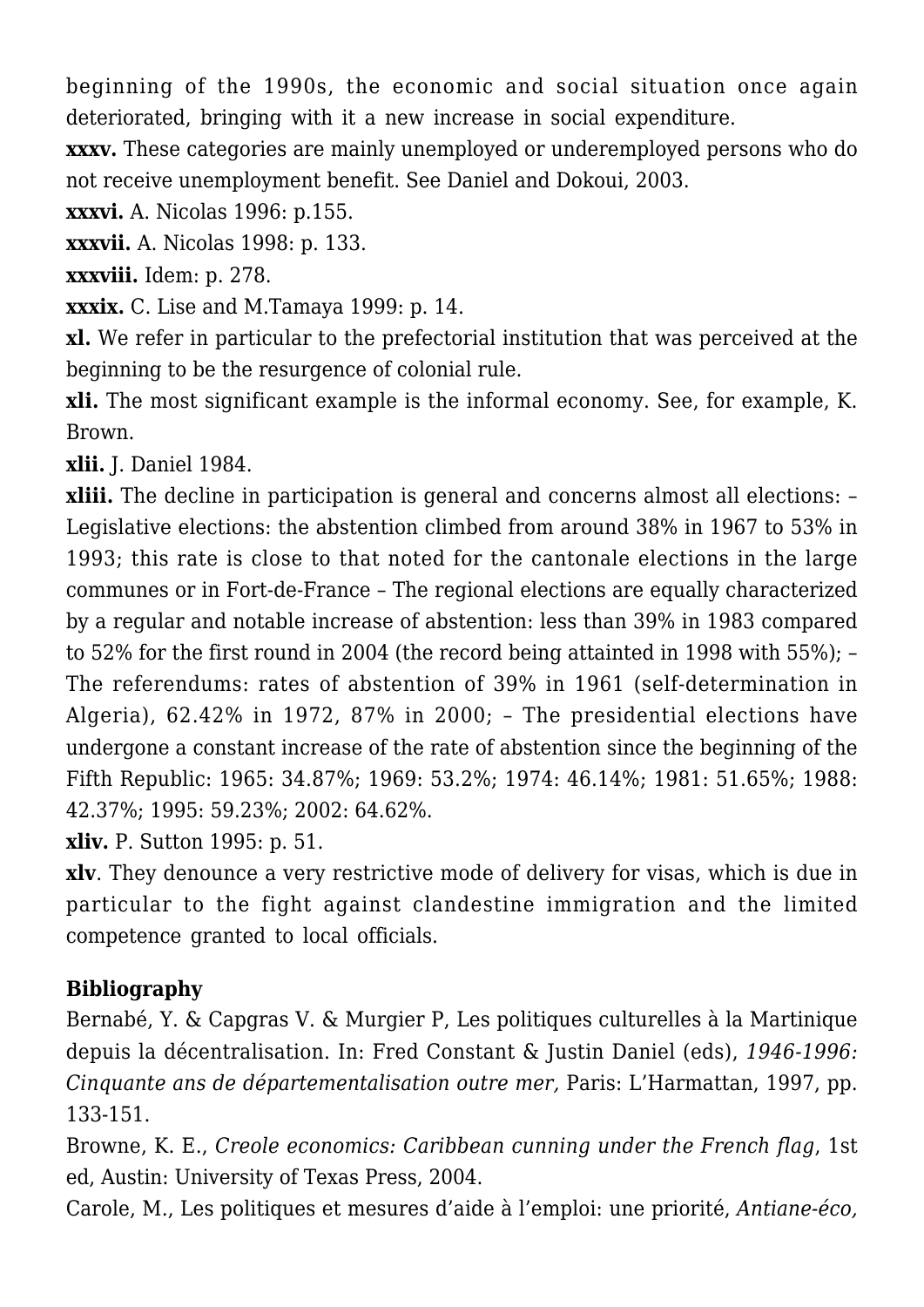beginning of the 1990s, the economic and social situation once again deteriorated, bringing with it a new increase in social expenditure.

**xxxv.** These categories are mainly unemployed or underemployed persons who do not receive unemployment benefit. See Daniel and Dokoui, 2003.

**xxxvi.** A. Nicolas 1996: p.155.

**xxxvii.** A. Nicolas 1998: p. 133.

**xxxviii.** Idem: p. 278.

**xxxix.** C. Lise and M.Tamaya 1999: p. 14.

**xl.** We refer in particular to the prefectorial institution that was perceived at the beginning to be the resurgence of colonial rule.

**xli.** The most significant example is the informal economy. See, for example, K. Brown.

**xlii.** J. Daniel 1984.

**xliii.** The decline in participation is general and concerns almost all elections: – Legislative elections: the abstention climbed from around 38% in 1967 to 53% in 1993; this rate is close to that noted for the cantonale elections in the large communes or in Fort-de-France – The regional elections are equally characterized by a regular and notable increase of abstention: less than 39% in 1983 compared to 52% for the first round in 2004 (the record being attainted in 1998 with 55%); – The referendums: rates of abstention of 39% in 1961 (self-determination in Algeria), 62.42% in 1972, 87% in 2000; – The presidential elections have undergone a constant increase of the rate of abstention since the beginning of the Fifth Republic: 1965: 34.87%; 1969: 53.2%; 1974: 46.14%; 1981: 51.65%; 1988: 42.37%; 1995: 59.23%; 2002: 64.62%.

**xliv.** P. Sutton 1995: p. 51.

**xlv**. They denounce a very restrictive mode of delivery for visas, which is due in particular to the fight against clandestine immigration and the limited competence granted to local officials.

**Bibliography**

Bernabé, Y. & Capgras V. & Murgier P, Les politiques culturelles à la Martinique depuis la décentralisation. In: Fred Constant & Justin Daniel (eds), *1946-1996: Cinquante ans de départementalisation outre mer,* Paris: L'Harmattan, 1997, pp. 133-151.

Browne, K. E., *Creole economics: Caribbean cunning under the French flag*, 1st ed, Austin: University of Texas Press, 2004.

Carole, M., Les politiques et mesures d'aide à l'emploi: une priorité, *Antiane-éco,*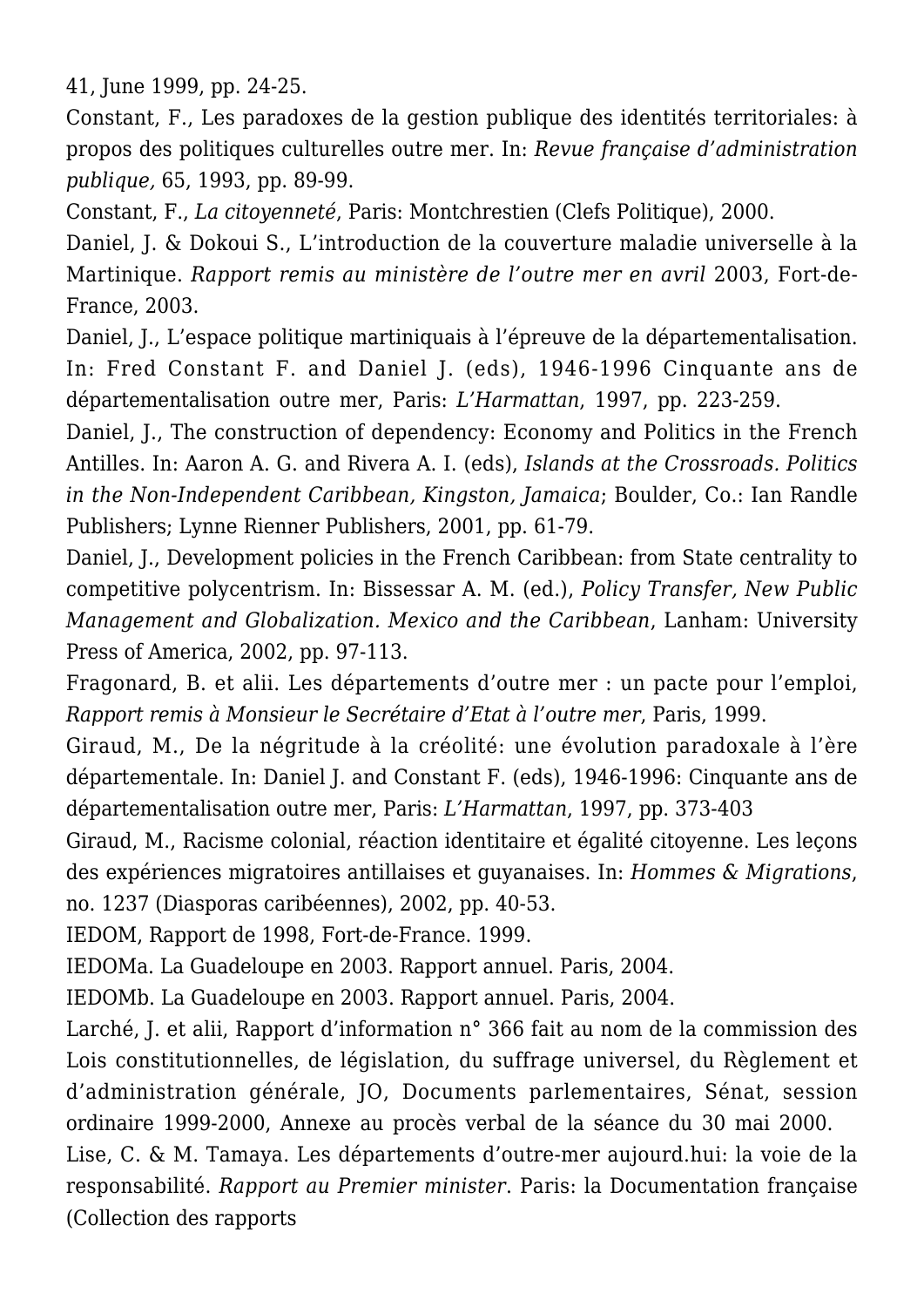41, June 1999, pp. 24-25.

Constant, F., Les paradoxes de la gestion publique des identités territoriales: à propos des politiques culturelles outre mer. In: *Revue française d'administration publique,* 65, 1993, pp. 89-99.

Constant, F., *La citoyenneté*, Paris: Montchrestien (Clefs Politique), 2000.

Daniel, J. & Dokoui S., L'introduction de la couverture maladie universelle à la Martinique. *Rapport remis au ministère de l'outre mer en avril* 2003, Fort-de-France, 2003.

Daniel, J., L'espace politique martiniquais à l'épreuve de la départementalisation. In: Fred Constant F. and Daniel J. (eds), 1946-1996 Cinquante ans de départementalisation outre mer, Paris: *L'Harmattan*, 1997, pp. 223-259.

Daniel, J., The construction of dependency: Economy and Politics in the French Antilles. In: Aaron A. G. and Rivera A. I. (eds), *Islands at the Crossroads. Politics in the Non-Independent Caribbean, Kingston, Jamaica*; Boulder, Co.: Ian Randle Publishers; Lynne Rienner Publishers, 2001, pp. 61-79.

Daniel, J., Development policies in the French Caribbean: from State centrality to competitive polycentrism. In: Bissessar A. M. (ed.), *Policy Transfer, New Public Management and Globalization. Mexico and the Caribbean*, Lanham: University Press of America, 2002, pp. 97-113.

Fragonard, B. et alii. Les départements d'outre mer : un pacte pour l'emploi, *Rapport remis à Monsieur le Secrétaire d'Etat à l'outre mer*, Paris, 1999.

Giraud, M., De la négritude à la créolité: une évolution paradoxale à l'ère départementale. In: Daniel J. and Constant F. (eds), 1946-1996: Cinquante ans de départementalisation outre mer, Paris: *L'Harmattan*, 1997, pp. 373-403

Giraud, M., Racisme colonial, réaction identitaire et égalité citoyenne. Les leçons des expériences migratoires antillaises et guyanaises. In: *Hommes & Migrations*, no. 1237 (Diasporas caribéennes), 2002, pp. 40-53.

IEDOM, Rapport de 1998, Fort-de-France. 1999.

IEDOMa. La Guadeloupe en 2003. Rapport annuel. Paris, 2004.

IEDOMb. La Guadeloupe en 2003. Rapport annuel. Paris, 2004.

Larché, J. et alii, Rapport d'information n° 366 fait au nom de la commission des Lois constitutionnelles, de législation, du suffrage universel, du Règlement et d'administration générale, JO, Documents parlementaires, Sénat, session ordinaire 1999-2000, Annexe au procès verbal de la séance du 30 mai 2000.

Lise, C. & M. Tamaya. Les départements d'outre-mer aujourd.hui: la voie de la responsabilité. *Rapport au Premier minister.* Paris: la Documentation française (Collection des rapports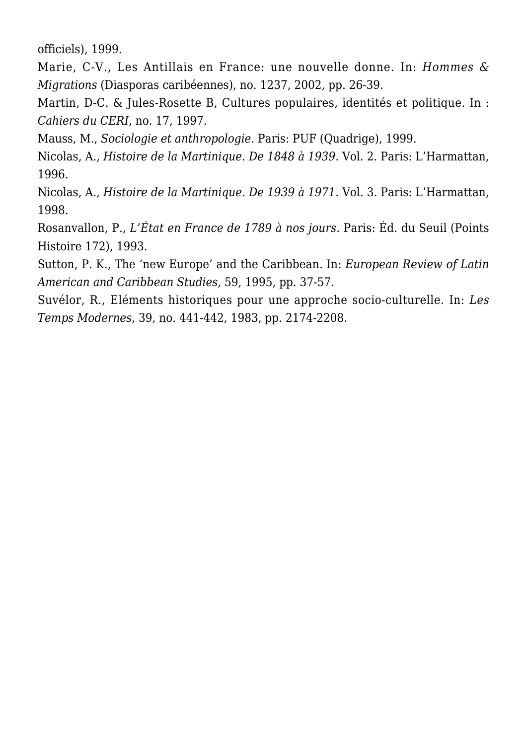officiels), 1999.

Marie, C-V., Les Antillais en France: une nouvelle donne. In: *Hommes & Migrations* (Diasporas caribéennes), no. 1237, 2002, pp. 26-39.

Martin, D-C. & Jules-Rosette B, Cultures populaires, identités et politique. In : *Cahiers du CERI*, no. 17, 1997.

Mauss, M., *Sociologie et anthropologie.* Paris: PUF (Quadrige), 1999.

Nicolas, A., *Histoire de la Martinique. De 1848 à 1939*. Vol. 2. Paris: L'Harmattan, 1996.

Nicolas, A., *Histoire de la Martinique. De 1939 à 1971.* Vol. 3. Paris: L'Harmattan, 1998.

Rosanvallon, P., *L'État en France de 1789 à nos jours*. Paris: Éd. du Seuil (Points Histoire 172), 1993.

Sutton, P. K., The 'new Europe' and the Caribbean. In: *European Review of Latin American and Caribbean Studies,* 59, 1995, pp. 37-57.

Suvélor, R., Eléments historiques pour une approche socio-culturelle. In: *Les Temps Modernes*, 39, no. 441-442, 1983, pp. 2174-2208.